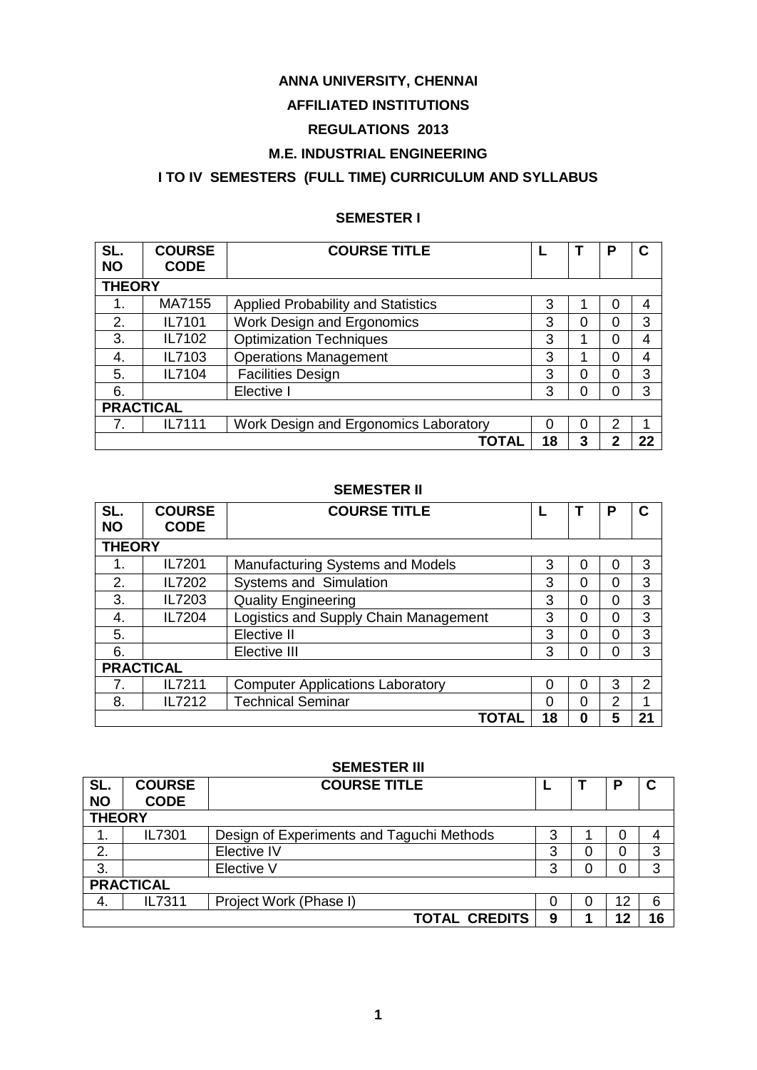# ANNA UNIVERSITY, CHENNAI

## AFFILIATED INSTITUTIONS

## REGULATIONS 2013

## M.E. INDUSTRIAL ENGINEERING

## I TO IV SEMESTERS (FULL TIME) CURRICULUM AND SYLLABUS

### SEMESTER I

| SL. NO | COURSE CODE | COURSE TITLE | L | T | P | C |
|---|---|---|---|---|---|---|
| **THEORY** | | | | | | |
| 1. | MA7155 | Applied Probability and Statistics | 3 | 1 | 0 | 4 |
| 2. | IL7101 | Work Design and Ergonomics | 3 | 0 | 0 | 3 |
| 3. | IL7102 | Optimization Techniques | 3 | 1 | 0 | 4 |
| 4. | IL7103 | Operations Management | 3 | 1 | 0 | 4 |
| 5. | IL7104 | Facilities Design | 3 | 0 | 0 | 3 |
| 6. | | Elective I | 3 | 0 | 0 | 3 |
| **PRACTICAL** | | | | | | |
| 7. | IL7111 | Work Design and Ergonomics Laboratory | 0 | 0 | 2 | 1 |
| | | **TOTAL** | **18** | **3** | **2** | **22** |

### SEMESTER II

| SL. NO | COURSE CODE | COURSE TITLE | L | T | P | C |
|---|---|---|---|---|---|---|
| **THEORY** | | | | | | |
| 1. | IL7201 | Manufacturing Systems and Models | 3 | 0 | 0 | 3 |
| 2. | IL7202 | Systems and Simulation | 3 | 0 | 0 | 3 |
| 3. | IL7203 | Quality Engineering | 3 | 0 | 0 | 3 |
| 4. | IL7204 | Logistics and Supply Chain Management | 3 | 0 | 0 | 3 |
| 5. | | Elective II | 3 | 0 | 0 | 3 |
| 6. | | Elective III | 3 | 0 | 0 | 3 |
| **PRACTICAL** | | | | | | |
| 7. | IL7211 | Computer Applications Laboratory | 0 | 0 | 3 | 2 |
| 8. | IL7212 | Technical Seminar | 0 | 0 | 2 | 1 |
| | | **TOTAL** | **18** | **0** | **5** | **21** |

### SEMESTER III

| SL. NO | COURSE CODE | COURSE TITLE | L | T | P | C |
|---|---|---|---|---|---|---|
| **THEORY** | | | | | | |
| 1. | IL7301 | Design of Experiments and Taguchi Methods | 3 | 1 | 0 | 4 |
| 2. | | Elective IV | 3 | 0 | 0 | 3 |
| 3. | | Elective V | 3 | 0 | 0 | 3 |
| **PRACTICAL** | | | | | | |
| 4. | IL7311 | Project Work (Phase I) | 0 | 0 | 12 | 6 |
| | | **TOTAL CREDITS** | **9** | **1** | **12** | **16** |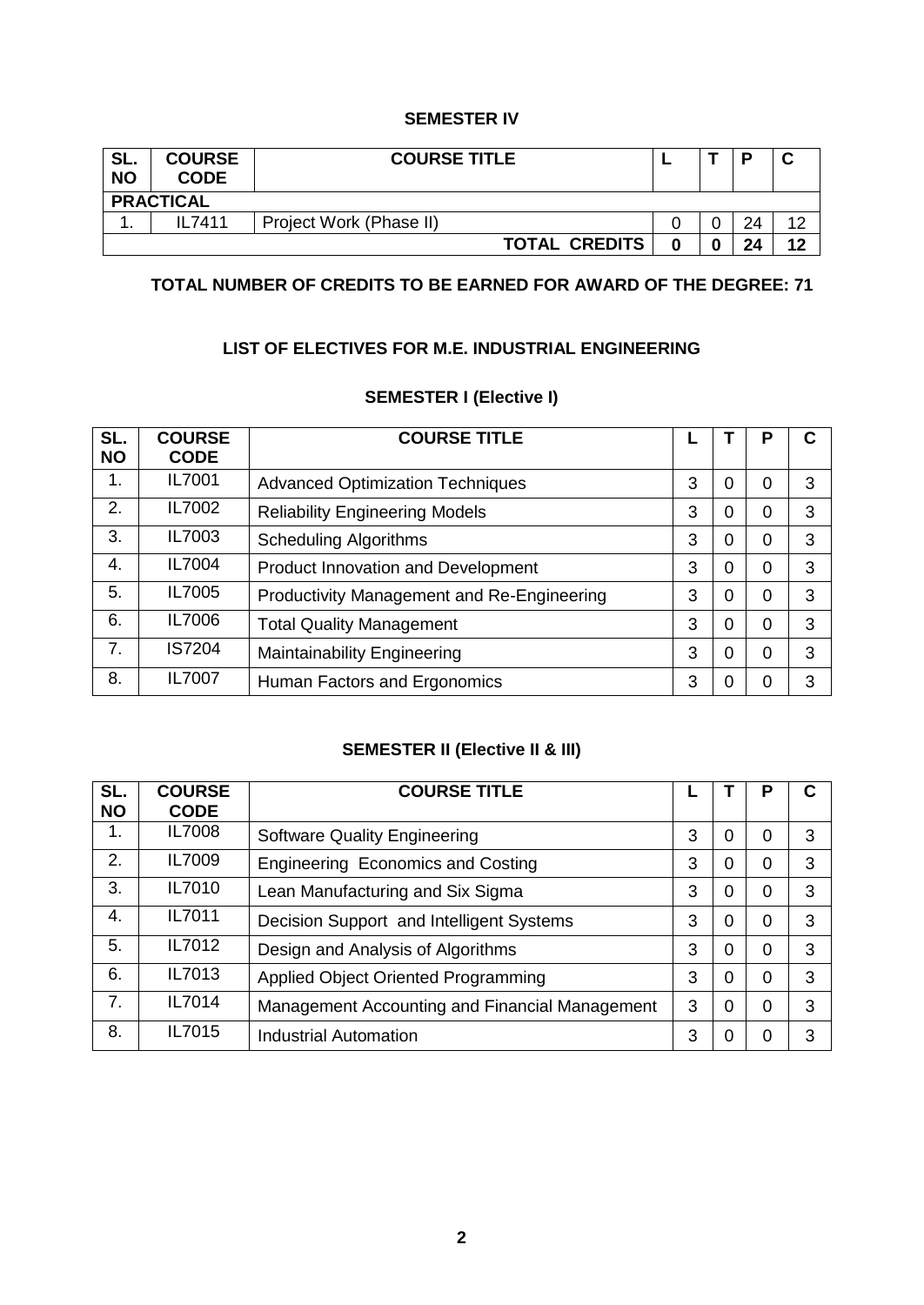## SEMESTER IV

| SL. NO | COURSE CODE | COURSE TITLE | L | T | P | C |
|---|---|---|---|---|---|---|
| **PRACTICAL** | | | | | | |
| 1. | IL7411 | Project Work (Phase II) | 0 | 0 | 24 | 12 |
| | | **TOTAL CREDITS** | **0** | **0** | **24** | **12** |

**TOTAL NUMBER OF CREDITS TO BE EARNED FOR AWARD OF THE DEGREE: 71**

## LIST OF ELECTIVES FOR M.E. INDUSTRIAL ENGINEERING

### SEMESTER I (Elective I)

| SL. NO | COURSE CODE | COURSE TITLE | L | T | P | C |
|---|---|---|---|---|---|---|
| 1. | IL7001 | Advanced Optimization Techniques | 3 | 0 | 0 | 3 |
| 2. | IL7002 | Reliability Engineering Models | 3 | 0 | 0 | 3 |
| 3. | IL7003 | Scheduling Algorithms | 3 | 0 | 0 | 3 |
| 4. | IL7004 | Product Innovation and Development | 3 | 0 | 0 | 3 |
| 5. | IL7005 | Productivity Management and Re-Engineering | 3 | 0 | 0 | 3 |
| 6. | IL7006 | Total Quality Management | 3 | 0 | 0 | 3 |
| 7. | IS7204 | Maintainability Engineering | 3 | 0 | 0 | 3 |
| 8. | IL7007 | Human Factors and Ergonomics | 3 | 0 | 0 | 3 |

### SEMESTER II (Elective II & III)

| SL. NO | COURSE CODE | COURSE TITLE | L | T | P | C |
|---|---|---|---|---|---|---|
| 1. | IL7008 | Software Quality Engineering | 3 | 0 | 0 | 3 |
| 2. | IL7009 | Engineering Economics and Costing | 3 | 0 | 0 | 3 |
| 3. | IL7010 | Lean Manufacturing and Six Sigma | 3 | 0 | 0 | 3 |
| 4. | IL7011 | Decision Support and Intelligent Systems | 3 | 0 | 0 | 3 |
| 5. | IL7012 | Design and Analysis of Algorithms | 3 | 0 | 0 | 3 |
| 6. | IL7013 | Applied Object Oriented Programming | 3 | 0 | 0 | 3 |
| 7. | IL7014 | Management Accounting and Financial Management | 3 | 0 | 0 | 3 |
| 8. | IL7015 | Industrial Automation | 3 | 0 | 0 | 3 |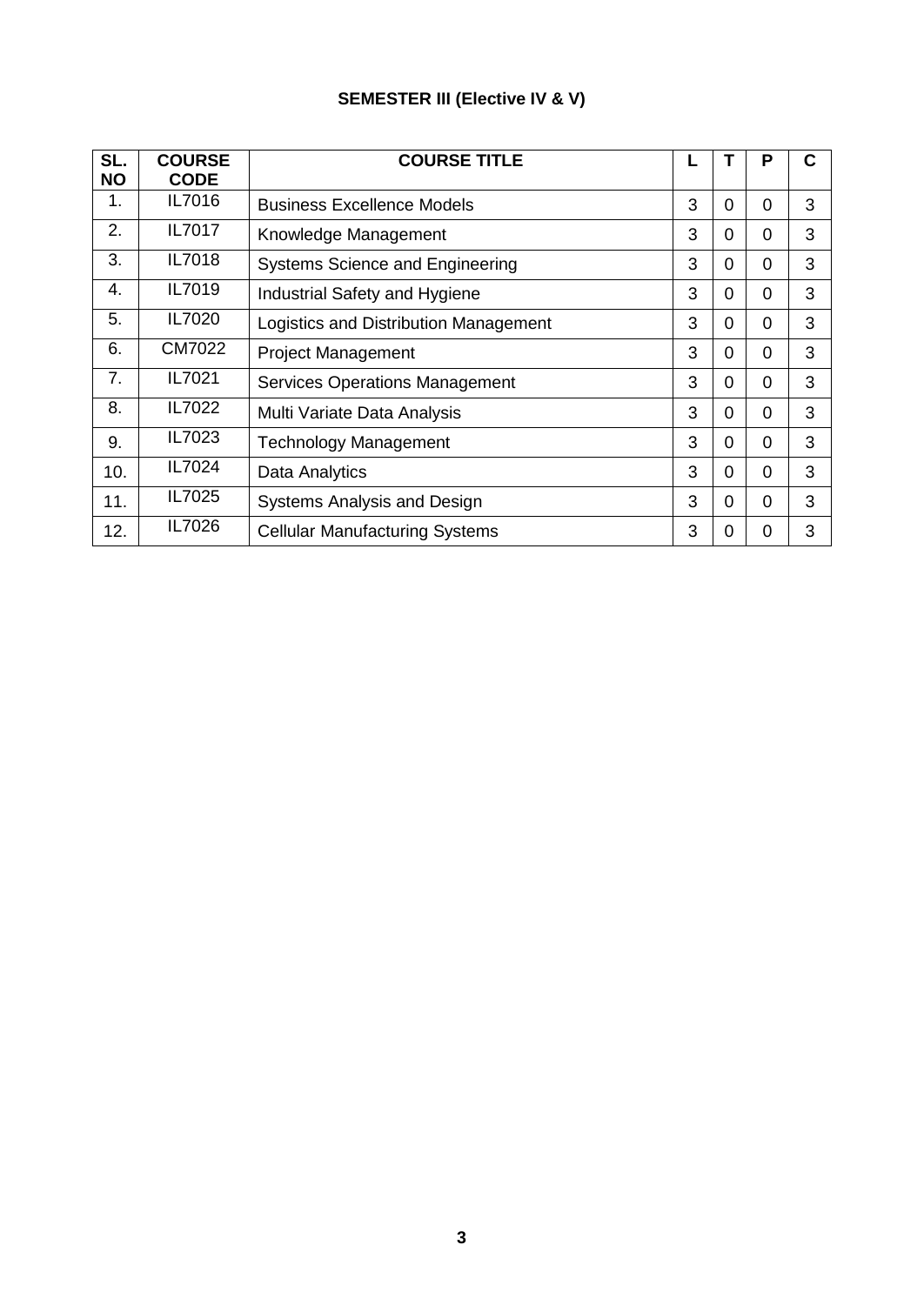**SEMESTER III (Elective IV & V)**

| SL. NO | COURSE CODE | COURSE TITLE | L | T | P | C |
|---|---|---|---|---|---|---|
| 1. | IL7016 | Business Excellence Models | 3 | 0 | 0 | 3 |
| 2. | IL7017 | Knowledge Management | 3 | 0 | 0 | 3 |
| 3. | IL7018 | Systems Science and Engineering | 3 | 0 | 0 | 3 |
| 4. | IL7019 | Industrial Safety and Hygiene | 3 | 0 | 0 | 3 |
| 5. | IL7020 | Logistics and Distribution Management | 3 | 0 | 0 | 3 |
| 6. | CM7022 | Project Management | 3 | 0 | 0 | 3 |
| 7. | IL7021 | Services Operations Management | 3 | 0 | 0 | 3 |
| 8. | IL7022 | Multi Variate Data Analysis | 3 | 0 | 0 | 3 |
| 9. | IL7023 | Technology Management | 3 | 0 | 0 | 3 |
| 10. | IL7024 | Data Analytics | 3 | 0 | 0 | 3 |
| 11. | IL7025 | Systems Analysis and Design | 3 | 0 | 0 | 3 |
| 12. | IL7026 | Cellular Manufacturing Systems | 3 | 0 | 0 | 3 |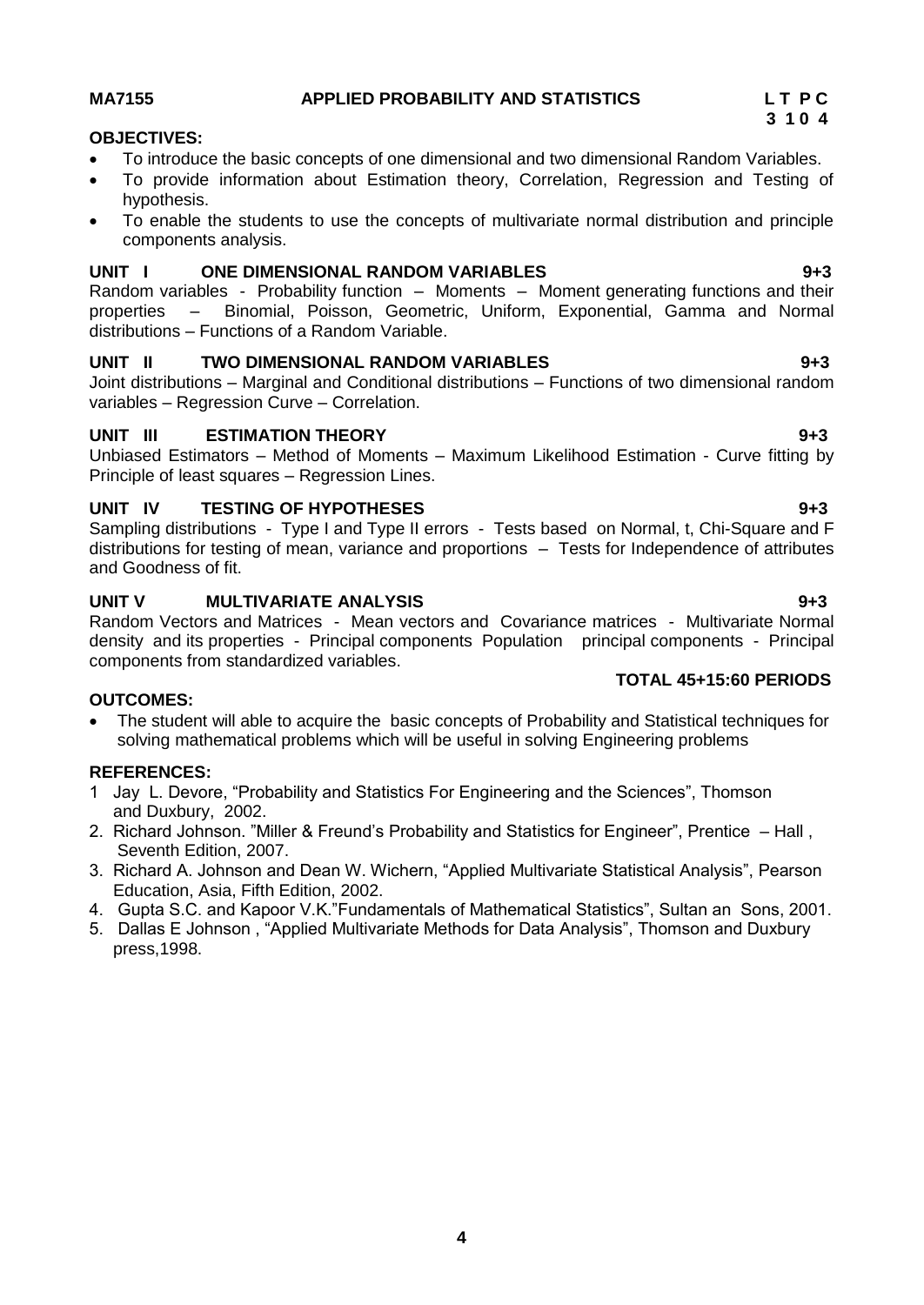**MA7155 APPLIED PROBABILITY AND STATISTICS** **L T P C**
**3 1 0 4**

**OBJECTIVES:**

- To introduce the basic concepts of one dimensional and two dimensional Random Variables.
- To provide information about Estimation theory, Correlation, Regression and Testing of hypothesis.
- To enable the students to use the concepts of multivariate normal distribution and principle components analysis.

**UNIT I ONE DIMENSIONAL RANDOM VARIABLES 9+3**

Random variables - Probability function – Moments – Moment generating functions and their properties – Binomial, Poisson, Geometric, Uniform, Exponential, Gamma and Normal distributions – Functions of a Random Variable.

**UNIT II TWO DIMENSIONAL RANDOM VARIABLES 9+3**

Joint distributions – Marginal and Conditional distributions – Functions of two dimensional random variables – Regression Curve – Correlation.

**UNIT III ESTIMATION THEORY 9+3**

Unbiased Estimators – Method of Moments – Maximum Likelihood Estimation - Curve fitting by Principle of least squares – Regression Lines.

**UNIT IV TESTING OF HYPOTHESES 9+3**

Sampling distributions - Type I and Type II errors - Tests based on Normal, t, Chi-Square and F distributions for testing of mean, variance and proportions – Tests for Independence of attributes and Goodness of fit.

**UNIT V MULTIVARIATE ANALYSIS 9+3**

Random Vectors and Matrices - Mean vectors and Covariance matrices - Multivariate Normal density and its properties - Principal components Population principal components - Principal components from standardized variables.

**TOTAL 45+15:60 PERIODS**

**OUTCOMES:**

- The student will able to acquire the basic concepts of Probability and Statistical techniques for solving mathematical problems which will be useful in solving Engineering problems

**REFERENCES:**

1. Jay L. Devore, "Probability and Statistics For Engineering and the Sciences", Thomson and Duxbury, 2002.
2. Richard Johnson. "Miller & Freund's Probability and Statistics for Engineer", Prentice – Hall , Seventh Edition, 2007.
3. Richard A. Johnson and Dean W. Wichern, "Applied Multivariate Statistical Analysis", Pearson Education, Asia, Fifth Edition, 2002.
4. Gupta S.C. and Kapoor V.K."Fundamentals of Mathematical Statistics", Sultan an Sons, 2001.
5. Dallas E Johnson , "Applied Multivariate Methods for Data Analysis", Thomson and Duxbury press,1998.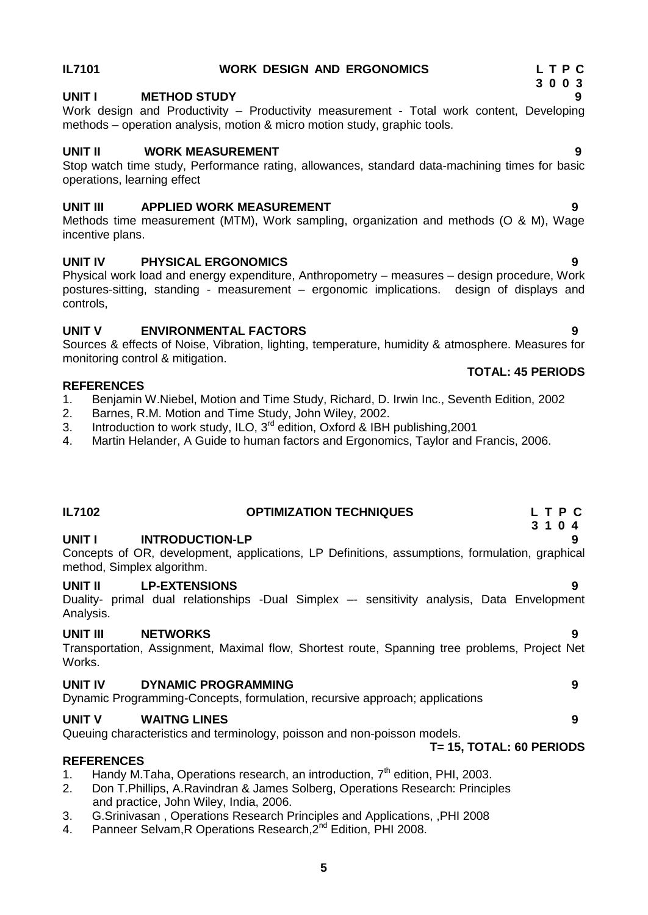## IL7101 WORK DESIGN AND ERGONOMICS

**L T P C**
**3 0 0 3**

**UNIT I METHOD STUDY** **9**

Work design and Productivity – Productivity measurement - Total work content, Developing methods – operation analysis, motion & micro motion study, graphic tools.

**UNIT II WORK MEASUREMENT** **9**

Stop watch time study, Performance rating, allowances, standard data-machining times for basic operations, learning effect

**UNIT III APPLIED WORK MEASUREMENT** **9**

Methods time measurement (MTM), Work sampling, organization and methods (O & M), Wage incentive plans.

**UNIT IV PHYSICAL ERGONOMICS** **9**

Physical work load and energy expenditure, Anthropometry – measures – design procedure, Work postures-sitting, standing - measurement – ergonomic implications. design of displays and controls,

**UNIT V ENVIRONMENTAL FACTORS** **9**

Sources & effects of Noise, Vibration, lighting, temperature, humidity & atmosphere. Measures for monitoring control & mitigation.

**TOTAL: 45 PERIODS**

**REFERENCES**

1. Benjamin W.Niebel, Motion and Time Study, Richard, D. Irwin Inc., Seventh Edition, 2002
2. Barnes, R.M. Motion and Time Study, John Wiley, 2002.
3. Introduction to work study, ILO, 3rd edition, Oxford & IBH publishing,2001
4. Martin Helander, A Guide to human factors and Ergonomics, Taylor and Francis, 2006.

## IL7102 OPTIMIZATION TECHNIQUES

**L T P C**
**3 1 0 4**

**UNIT I INTRODUCTION-LP** **9**

Concepts of OR, development, applications, LP Definitions, assumptions, formulation, graphical method, Simplex algorithm.

**UNIT II LP-EXTENSIONS** **9**

Duality- primal dual relationships -Dual Simplex –- sensitivity analysis, Data Envelopment Analysis.

**UNIT III NETWORKS** **9**

Transportation, Assignment, Maximal flow, Shortest route, Spanning tree problems, Project Net Works.

**UNIT IV DYNAMIC PROGRAMMING** **9**

Dynamic Programming-Concepts, formulation, recursive approach; applications

**UNIT V WAITNG LINES** **9**

Queuing characteristics and terminology, poisson and non-poisson models.

**T= 15, TOTAL: 60 PERIODS**

**REFERENCES**

1. Handy M.Taha, Operations research, an introduction, 7th edition, PHI, 2003.
2. Don T.Phillips, A.Ravindran & James Solberg, Operations Research: Principles and practice, John Wiley, India, 2006.
3. G.Srinivasan , Operations Research Principles and Applications, ,PHI 2008
4. Panneer Selvam,R Operations Research,2nd Edition, PHI 2008.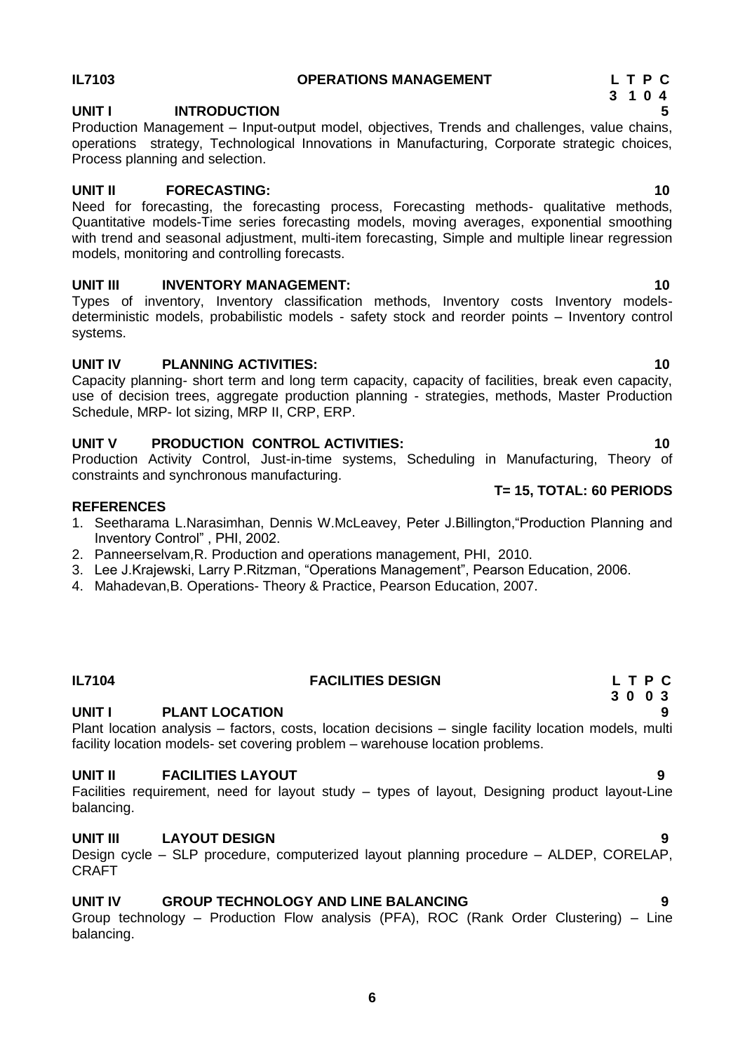**IL7103 OPERATIONS MANAGEMENT**

**L T P C**
**3 1 0 4**

**UNIT I INTRODUCTION 5**

Production Management – Input-output model, objectives, Trends and challenges, value chains, operations strategy, Technological Innovations in Manufacturing, Corporate strategic choices, Process planning and selection.

**UNIT II FORECASTING: 10**

Need for forecasting, the forecasting process, Forecasting methods- qualitative methods, Quantitative models-Time series forecasting models, moving averages, exponential smoothing with trend and seasonal adjustment, multi-item forecasting, Simple and multiple linear regression models, monitoring and controlling forecasts.

**UNIT III INVENTORY MANAGEMENT: 10**

Types of inventory, Inventory classification methods, Inventory costs Inventory models-deterministic models, probabilistic models - safety stock and reorder points – Inventory control systems.

**UNIT IV PLANNING ACTIVITIES: 10**

Capacity planning- short term and long term capacity, capacity of facilities, break even capacity, use of decision trees, aggregate production planning - strategies, methods, Master Production Schedule, MRP- lot sizing, MRP II, CRP, ERP.

**UNIT V PRODUCTION CONTROL ACTIVITIES: 10**

Production Activity Control, Just-in-time systems, Scheduling in Manufacturing, Theory of constraints and synchronous manufacturing.

**T= 15, TOTAL: 60 PERIODS**

**REFERENCES**

1. Seetharama L.Narasimhan, Dennis W.McLeavey, Peter J.Billington,"Production Planning and Inventory Control" , PHI, 2002.
2. Panneerselvam,R. Production and operations management, PHI, 2010.
3. Lee J.Krajewski, Larry P.Ritzman, "Operations Management", Pearson Education, 2006.
4. Mahadevan,B. Operations- Theory & Practice, Pearson Education, 2007.

**IL7104 FACILITIES DESIGN**

**L T P C**
**3 0 0 3**

**UNIT I PLANT LOCATION 9**

Plant location analysis – factors, costs, location decisions – single facility location models, multi facility location models- set covering problem – warehouse location problems.

**UNIT II FACILITIES LAYOUT 9**

Facilities requirement, need for layout study – types of layout, Designing product layout-Line balancing.

**UNIT III LAYOUT DESIGN 9**

Design cycle – SLP procedure, computerized layout planning procedure – ALDEP, CORELAP, CRAFT

**UNIT IV GROUP TECHNOLOGY AND LINE BALANCING 9**

Group technology – Production Flow analysis (PFA), ROC (Rank Order Clustering) – Line balancing.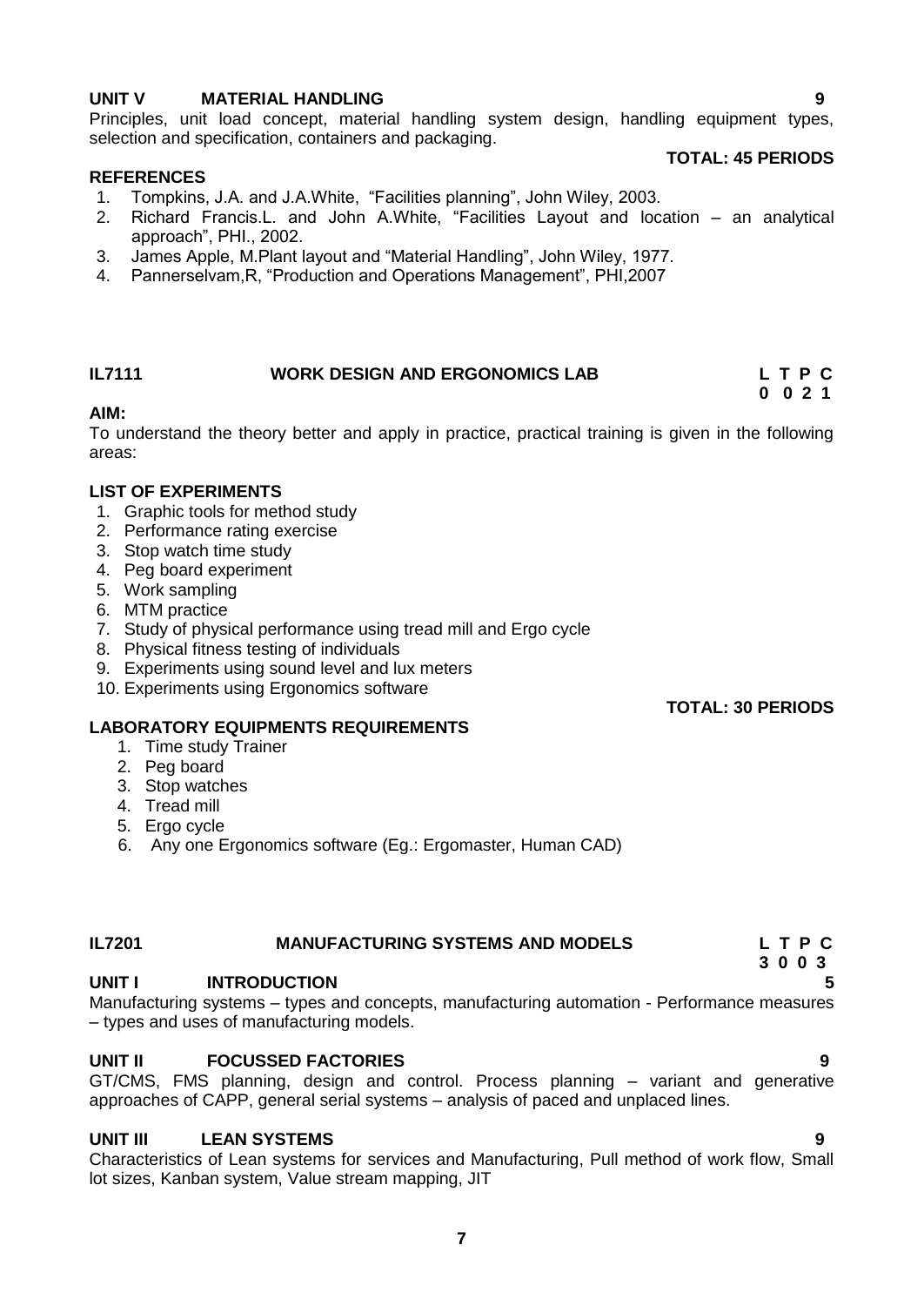**UNIT V MATERIAL HANDLING 9**

Principles, unit load concept, material handling system design, handling equipment types, selection and specification, containers and packaging.

**TOTAL: 45 PERIODS**

**REFERENCES**

1. Tompkins, J.A. and J.A.White, "Facilities planning", John Wiley, 2003.
2. Richard Francis.L. and John A.White, "Facilities Layout and location – an analytical approach", PHI., 2002.
3. James Apple, M.Plant layout and "Material Handling", John Wiley, 1977.
4. Pannerselvam,R, "Production and Operations Management", PHI,2007

## IL7111 WORK DESIGN AND ERGONOMICS LAB

**L T P C**
**0 0 2 1**

**AIM:**

To understand the theory better and apply in practice, practical training is given in the following areas:

**LIST OF EXPERIMENTS**

1. Graphic tools for method study
2. Performance rating exercise
3. Stop watch time study
4. Peg board experiment
5. Work sampling
6. MTM practice
7. Study of physical performance using tread mill and Ergo cycle
8. Physical fitness testing of individuals
9. Experiments using sound level and lux meters
10. Experiments using Ergonomics software

**TOTAL: 30 PERIODS**

**LABORATORY EQUIPMENTS REQUIREMENTS**

1. Time study Trainer
2. Peg board
3. Stop watches
4. Tread mill
5. Ergo cycle
6. Any one Ergonomics software (Eg.: Ergomaster, Human CAD)

## IL7201 MANUFACTURING SYSTEMS AND MODELS

**L T P C**
**3 0 0 3**

**UNIT I INTRODUCTION 5**

Manufacturing systems – types and concepts, manufacturing automation - Performance measures – types and uses of manufacturing models.

**UNIT II FOCUSSED FACTORIES 9**

GT/CMS, FMS planning, design and control. Process planning – variant and generative approaches of CAPP, general serial systems – analysis of paced and unplaced lines.

**UNIT III LEAN SYSTEMS 9**

Characteristics of Lean systems for services and Manufacturing, Pull method of work flow, Small lot sizes, Kanban system, Value stream mapping, JIT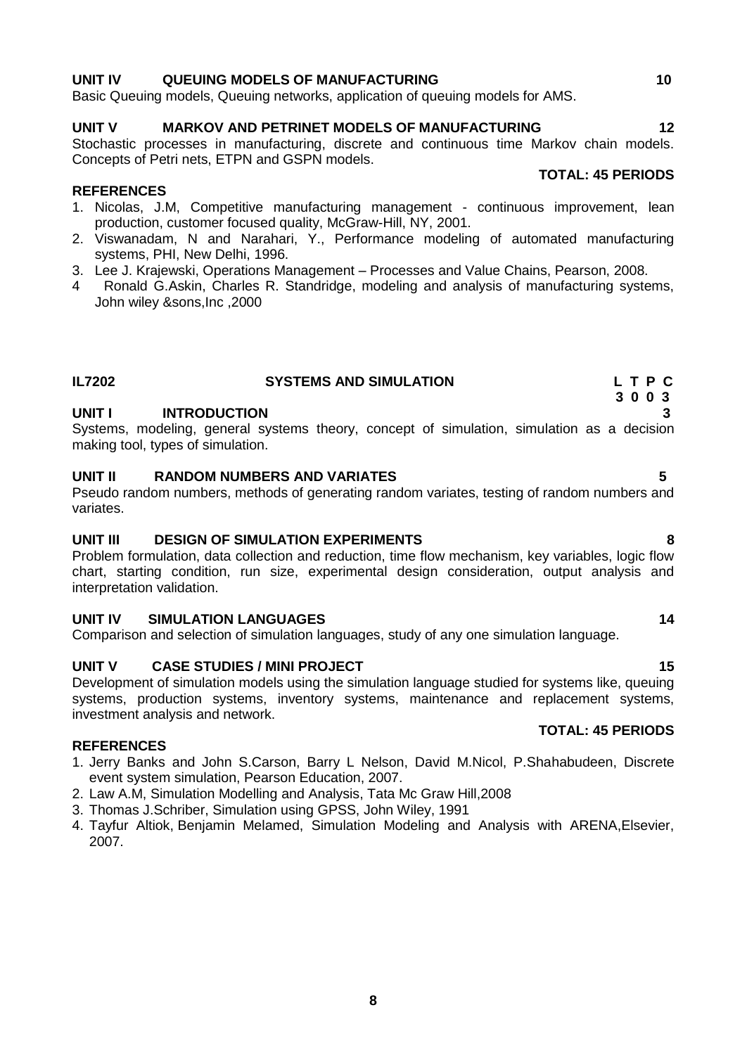**UNIT IV QUEUING MODELS OF MANUFACTURING 10**

Basic Queuing models, Queuing networks, application of queuing models for AMS.

**UNIT V MARKOV AND PETRINET MODELS OF MANUFACTURING 12**

Stochastic processes in manufacturing, discrete and continuous time Markov chain models. Concepts of Petri nets, ETPN and GSPN models.

**TOTAL: 45 PERIODS**

**REFERENCES**

1. Nicolas, J.M, Competitive manufacturing management - continuous improvement, lean production, customer focused quality, McGraw-Hill, NY, 2001.
2. Viswanadam, N and Narahari, Y., Performance modeling of automated manufacturing systems, PHI, New Delhi, 1996.
3. Lee J. Krajewski, Operations Management – Processes and Value Chains, Pearson, 2008.
4. Ronald G.Askin, Charles R. Standridge, modeling and analysis of manufacturing systems, John wiley &sons,Inc ,2000

## IL7202 SYSTEMS AND SIMULATION

**L T P C**
**3 0 0 3**

**UNIT I INTRODUCTION 3**

Systems, modeling, general systems theory, concept of simulation, simulation as a decision making tool, types of simulation.

**UNIT II RANDOM NUMBERS AND VARIATES 5**

Pseudo random numbers, methods of generating random variates, testing of random numbers and variates.

**UNIT III DESIGN OF SIMULATION EXPERIMENTS 8**

Problem formulation, data collection and reduction, time flow mechanism, key variables, logic flow chart, starting condition, run size, experimental design consideration, output analysis and interpretation validation.

**UNIT IV SIMULATION LANGUAGES 14**

Comparison and selection of simulation languages, study of any one simulation language.

**UNIT V CASE STUDIES / MINI PROJECT 15**

Development of simulation models using the simulation language studied for systems like, queuing systems, production systems, inventory systems, maintenance and replacement systems, investment analysis and network.

**TOTAL: 45 PERIODS**

**REFERENCES**

1. Jerry Banks and John S.Carson, Barry L Nelson, David M.Nicol, P.Shahabudeen, Discrete event system simulation, Pearson Education, 2007.
2. Law A.M, Simulation Modelling and Analysis, Tata Mc Graw Hill,2008
3. Thomas J.Schriber, Simulation using GPSS, John Wiley, 1991
4. Tayfur Altiok, Benjamin Melamed, Simulation Modeling and Analysis with ARENA,Elsevier, 2007.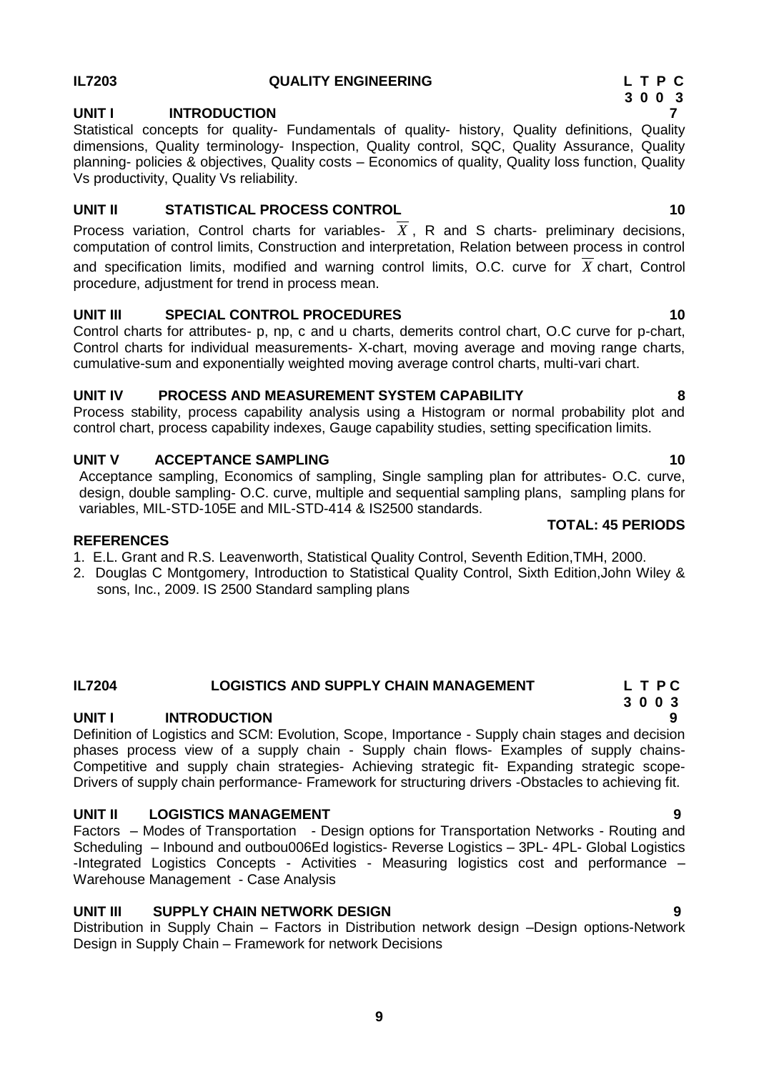**IL7203 QUALITY ENGINEERING**

**L T P C**
**3 0 0 3**

**UNIT I INTRODUCTION 7**

Statistical concepts for quality- Fundamentals of quality- history, Quality definitions, Quality dimensions, Quality terminology- Inspection, Quality control, SQC, Quality Assurance, Quality planning- policies & objectives, Quality costs – Economics of quality, Quality loss function, Quality Vs productivity, Quality Vs reliability.

**UNIT II STATISTICAL PROCESS CONTROL 10**

Process variation, Control charts for variables- $\overline{X}$, R and S charts- preliminary decisions, computation of control limits, Construction and interpretation, Relation between process in control and specification limits, modified and warning control limits, O.C. curve for $\overline{X}$ chart, Control procedure, adjustment for trend in process mean.

**UNIT III SPECIAL CONTROL PROCEDURES 10**

Control charts for attributes- p, np, c and u charts, demerits control chart, O.C curve for p-chart, Control charts for individual measurements- X-chart, moving average and moving range charts, cumulative-sum and exponentially weighted moving average control charts, multi-vari chart.

**UNIT IV PROCESS AND MEASUREMENT SYSTEM CAPABILITY 8**

Process stability, process capability analysis using a Histogram or normal probability plot and control chart, process capability indexes, Gauge capability studies, setting specification limits.

**UNIT V ACCEPTANCE SAMPLING 10**

Acceptance sampling, Economics of sampling, Single sampling plan for attributes- O.C. curve, design, double sampling- O.C. curve, multiple and sequential sampling plans, sampling plans for variables, MIL-STD-105E and MIL-STD-414 & IS2500 standards.

**TOTAL: 45 PERIODS**

**REFERENCES**

1. E.L. Grant and R.S. Leavenworth, Statistical Quality Control, Seventh Edition,TMH, 2000.
2. Douglas C Montgomery, Introduction to Statistical Quality Control, Sixth Edition,John Wiley & sons, Inc., 2009. IS 2500 Standard sampling plans

**IL7204 LOGISTICS AND SUPPLY CHAIN MANAGEMENT**

**L T P C**
**3 0 0 3**

**UNIT I INTRODUCTION 9**

Definition of Logistics and SCM: Evolution, Scope, Importance - Supply chain stages and decision phases process view of a supply chain - Supply chain flows- Examples of supply chains- Competitive and supply chain strategies- Achieving strategic fit- Expanding strategic scope- Drivers of supply chain performance- Framework for structuring drivers -Obstacles to achieving fit.

**UNIT II LOGISTICS MANAGEMENT 9**

Factors – Modes of Transportation - Design options for Transportation Networks - Routing and Scheduling – Inbound and outbou006Ed logistics- Reverse Logistics – 3PL- 4PL- Global Logistics -Integrated Logistics Concepts - Activities - Measuring logistics cost and performance – Warehouse Management - Case Analysis

**UNIT III SUPPLY CHAIN NETWORK DESIGN 9**

Distribution in Supply Chain – Factors in Distribution network design –Design options-Network Design in Supply Chain – Framework for network Decisions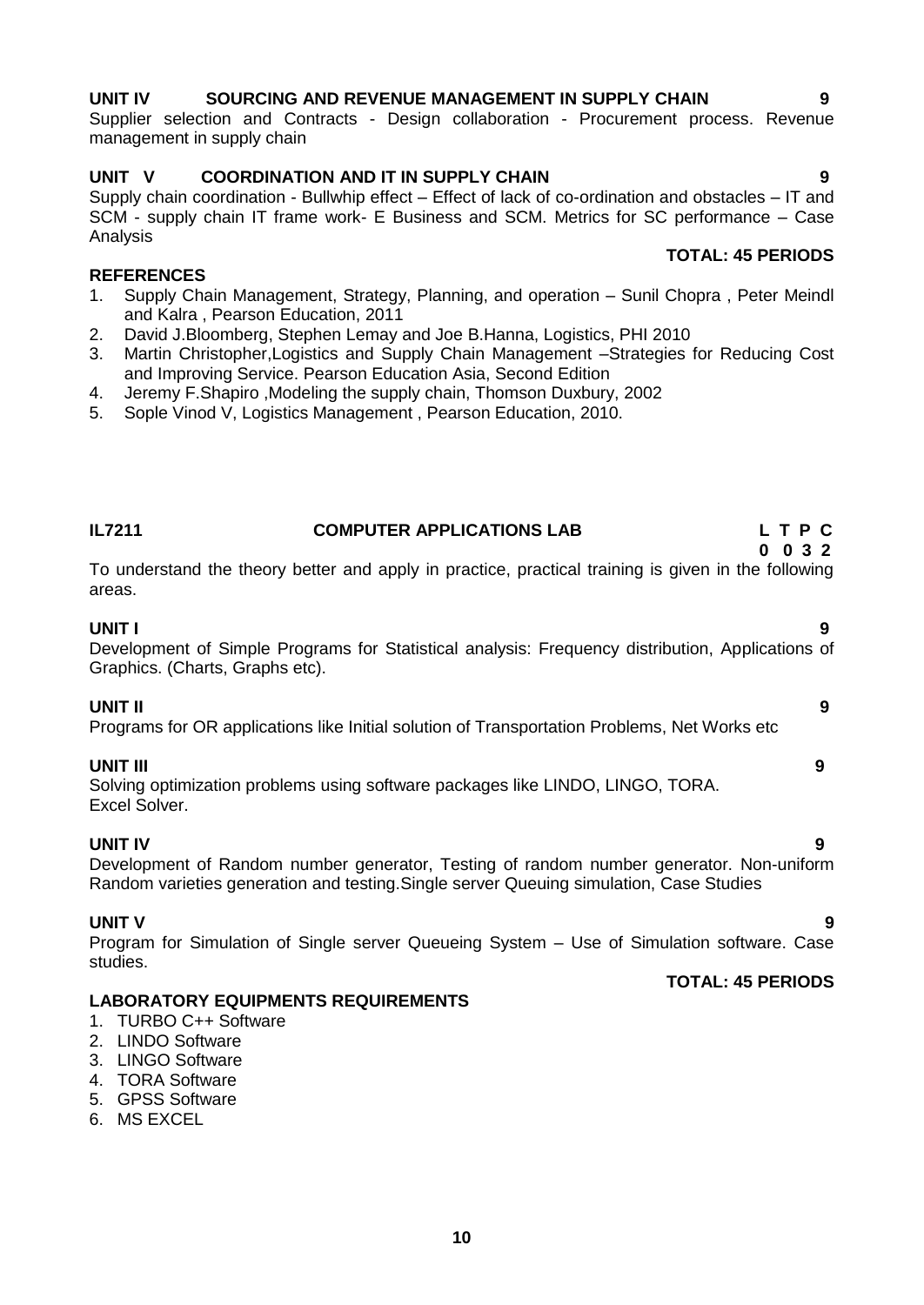**UNIT IV SOURCING AND REVENUE MANAGEMENT IN SUPPLY CHAIN 9**

Supplier selection and Contracts - Design collaboration - Procurement process. Revenue management in supply chain

**UNIT V COORDINATION AND IT IN SUPPLY CHAIN 9**

Supply chain coordination - Bullwhip effect – Effect of lack of co-ordination and obstacles – IT and SCM - supply chain IT frame work- E Business and SCM. Metrics for SC performance – Case Analysis

**TOTAL: 45 PERIODS**

**REFERENCES**

1. Supply Chain Management, Strategy, Planning, and operation – Sunil Chopra , Peter Meindl and Kalra , Pearson Education, 2011
2. David J.Bloomberg, Stephen Lemay and Joe B.Hanna, Logistics, PHI 2010
3. Martin Christopher,Logistics and Supply Chain Management –Strategies for Reducing Cost and Improving Service. Pearson Education Asia, Second Edition
4. Jeremy F.Shapiro ,Modeling the supply chain, Thomson Duxbury, 2002
5. Sople Vinod V, Logistics Management , Pearson Education, 2010.

## IL7211 COMPUTER APPLICATIONS LAB

| L | T | P | C |
|---|---|---|---|
| 0 | 0 | 3 | 2 |

To understand the theory better and apply in practice, practical training is given in the following areas.

**UNIT I 9**

Development of Simple Programs for Statistical analysis: Frequency distribution, Applications of Graphics. (Charts, Graphs etc).

**UNIT II 9**

Programs for OR applications like Initial solution of Transportation Problems, Net Works etc

**UNIT III 9**

Solving optimization problems using software packages like LINDO, LINGO, TORA.
Excel Solver.

**UNIT IV 9**

Development of Random number generator, Testing of random number generator. Non-uniform Random varieties generation and testing.Single server Queuing simulation, Case Studies

**UNIT V 9**

Program for Simulation of Single server Queueing System – Use of Simulation software. Case studies.

**TOTAL: 45 PERIODS**

**LABORATORY EQUIPMENTS REQUIREMENTS**

1. TURBO C++ Software
2. LINDO Software
3. LINGO Software
4. TORA Software
5. GPSS Software
6. MS EXCEL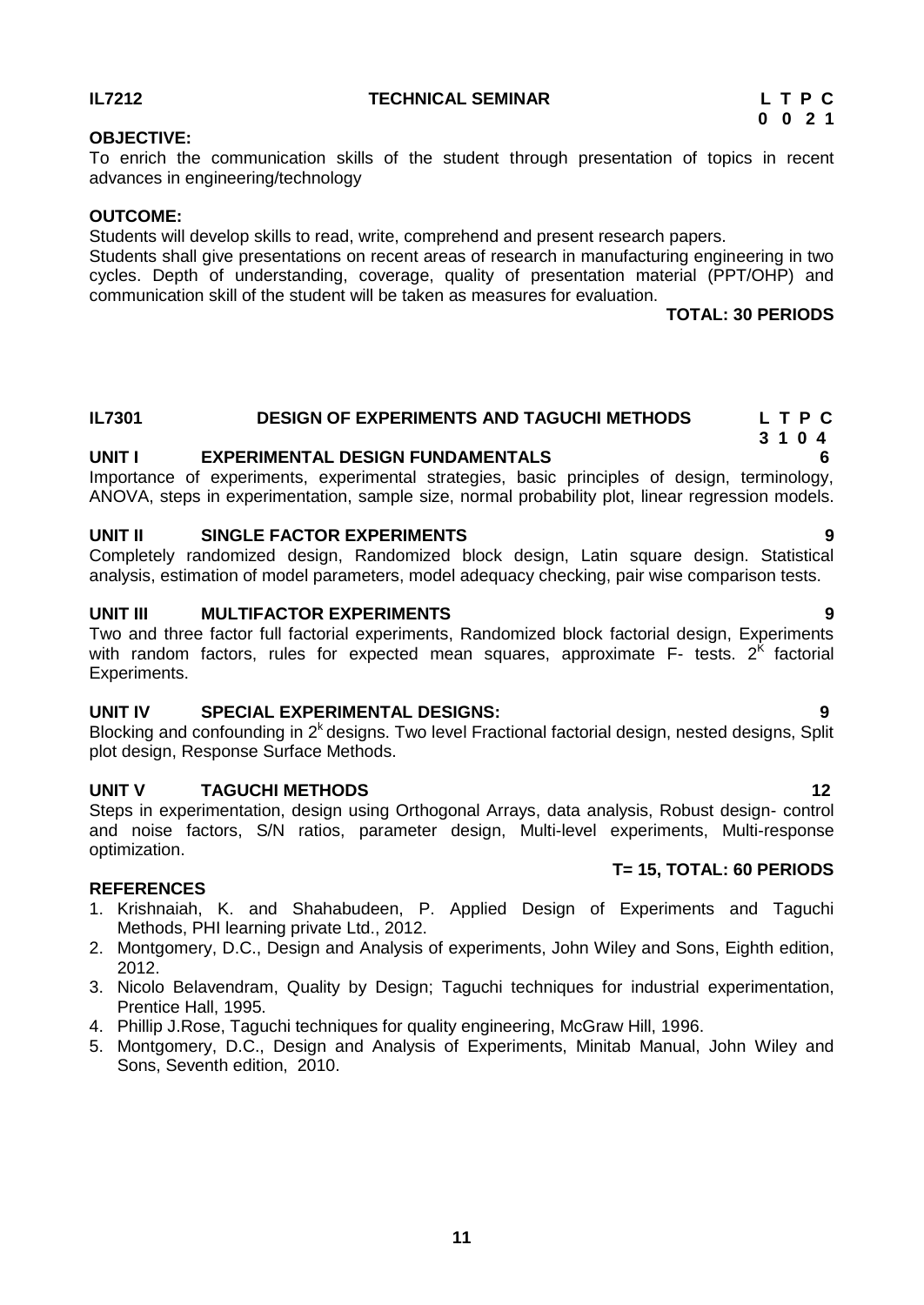**IL7212 TECHNICAL SEMINAR** **L T P C**
**0 0 2 1**

**OBJECTIVE:**

To enrich the communication skills of the student through presentation of topics in recent advances in engineering/technology

**OUTCOME:**

Students will develop skills to read, write, comprehend and present research papers.

Students shall give presentations on recent areas of research in manufacturing engineering in two cycles. Depth of understanding, coverage, quality of presentation material (PPT/OHP) and communication skill of the student will be taken as measures for evaluation.

**TOTAL: 30 PERIODS**

**IL7301 DESIGN OF EXPERIMENTS AND TAGUCHI METHODS** **L T P C**
**3 1 0 4**

**UNIT I EXPERIMENTAL DESIGN FUNDAMENTALS 6**

Importance of experiments, experimental strategies, basic principles of design, terminology, ANOVA, steps in experimentation, sample size, normal probability plot, linear regression models.

**UNIT II SINGLE FACTOR EXPERIMENTS 9**

Completely randomized design, Randomized block design, Latin square design. Statistical analysis, estimation of model parameters, model adequacy checking, pair wise comparison tests.

**UNIT III MULTIFACTOR EXPERIMENTS 9**

Two and three factor full factorial experiments, Randomized block factorial design, Experiments with random factors, rules for expected mean squares, approximate F- tests. $2^K$ factorial Experiments.

**UNIT IV SPECIAL EXPERIMENTAL DESIGNS: 9**

Blocking and confounding in $2^k$ designs. Two level Fractional factorial design, nested designs, Split plot design, Response Surface Methods.

**UNIT V TAGUCHI METHODS 12**

Steps in experimentation, design using Orthogonal Arrays, data analysis, Robust design- control and noise factors, S/N ratios, parameter design, Multi-level experiments, Multi-response optimization.

**T= 15, TOTAL: 60 PERIODS**

**REFERENCES**

1. Krishnaiah, K. and Shahabudeen, P. Applied Design of Experiments and Taguchi Methods, PHI learning private Ltd., 2012.
2. Montgomery, D.C., Design and Analysis of experiments, John Wiley and Sons, Eighth edition, 2012.
3. Nicolo Belavendram, Quality by Design; Taguchi techniques for industrial experimentation, Prentice Hall, 1995.
4. Phillip J.Rose, Taguchi techniques for quality engineering, McGraw Hill, 1996.
5. Montgomery, D.C., Design and Analysis of Experiments, Minitab Manual, John Wiley and Sons, Seventh edition, 2010.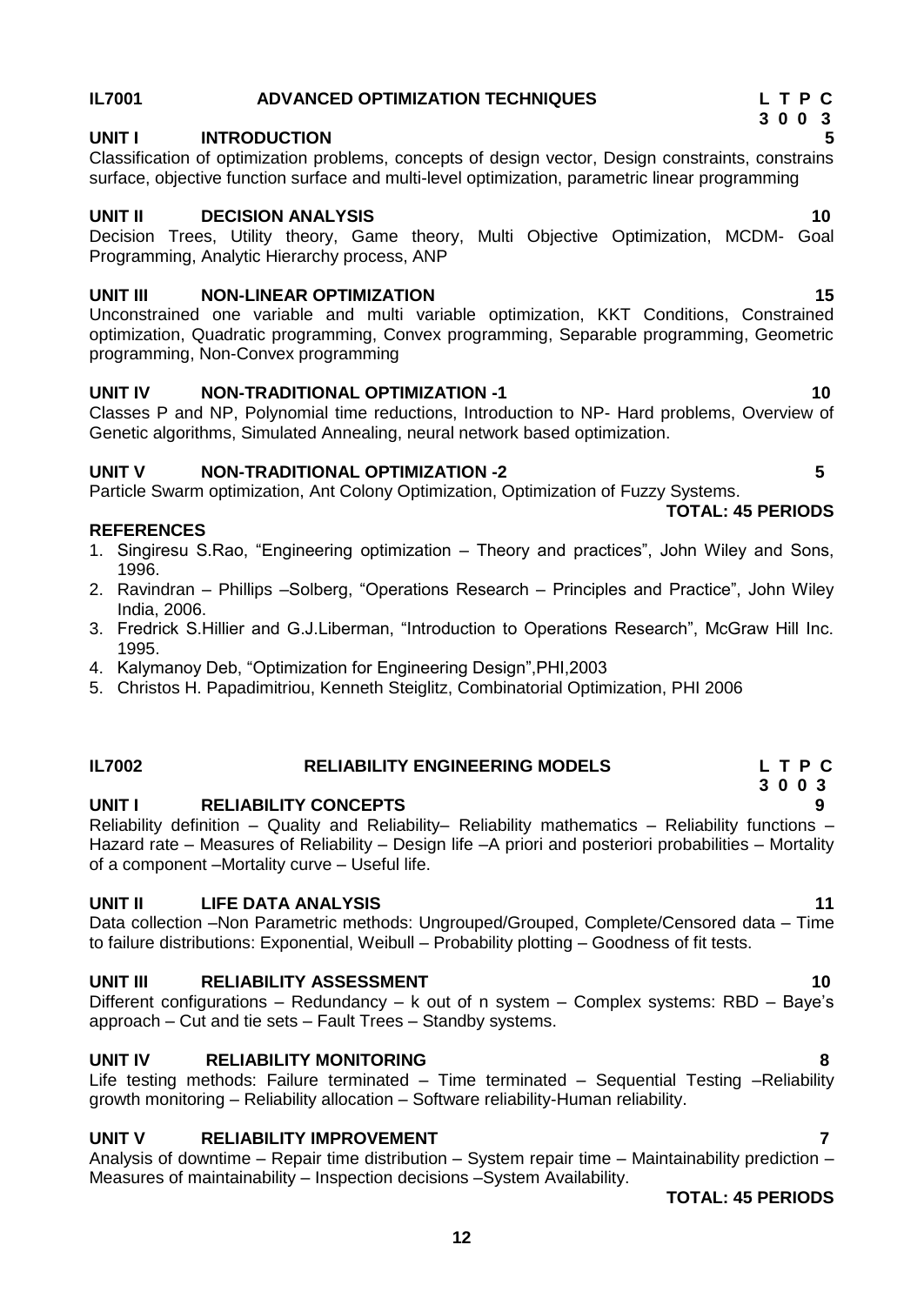## IL7001 ADVANCED OPTIMIZATION TECHNIQUES

**L T P C**
**3 0 0 3**

**UNIT I INTRODUCTION** **5**

Classification of optimization problems, concepts of design vector, Design constraints, constrains surface, objective function surface and multi-level optimization, parametric linear programming

**UNIT II DECISION ANALYSIS** **10**

Decision Trees, Utility theory, Game theory, Multi Objective Optimization, MCDM- Goal Programming, Analytic Hierarchy process, ANP

**UNIT III NON-LINEAR OPTIMIZATION** **15**

Unconstrained one variable and multi variable optimization, KKT Conditions, Constrained optimization, Quadratic programming, Convex programming, Separable programming, Geometric programming, Non-Convex programming

**UNIT IV NON-TRADITIONAL OPTIMIZATION -1** **10**

Classes P and NP, Polynomial time reductions, Introduction to NP- Hard problems, Overview of Genetic algorithms, Simulated Annealing, neural network based optimization.

**UNIT V NON-TRADITIONAL OPTIMIZATION -2** **5**

Particle Swarm optimization, Ant Colony Optimization, Optimization of Fuzzy Systems.

**TOTAL: 45 PERIODS**

**REFERENCES**

1. Singiresu S.Rao, "Engineering optimization – Theory and practices", John Wiley and Sons, 1996.
2. Ravindran – Phillips –Solberg, "Operations Research – Principles and Practice", John Wiley India, 2006.
3. Fredrick S.Hillier and G.J.Liberman, "Introduction to Operations Research", McGraw Hill Inc. 1995.
4. Kalymanoy Deb, "Optimization for Engineering Design",PHI,2003
5. Christos H. Papadimitriou, Kenneth Steiglitz, Combinatorial Optimization, PHI 2006

## IL7002 RELIABILITY ENGINEERING MODELS

**L T P C**
**3 0 0 3**

**UNIT I RELIABILITY CONCEPTS** **9**

Reliability definition – Quality and Reliability– Reliability mathematics – Reliability functions – Hazard rate – Measures of Reliability – Design life –A priori and posteriori probabilities – Mortality of a component –Mortality curve – Useful life.

**UNIT II LIFE DATA ANALYSIS** **11**

Data collection –Non Parametric methods: Ungrouped/Grouped, Complete/Censored data – Time to failure distributions: Exponential, Weibull – Probability plotting – Goodness of fit tests.

**UNIT III RELIABILITY ASSESSMENT** **10**

Different configurations – Redundancy – k out of n system – Complex systems: RBD – Baye's approach – Cut and tie sets – Fault Trees – Standby systems.

**UNIT IV RELIABILITY MONITORING** **8**

Life testing methods: Failure terminated – Time terminated – Sequential Testing –Reliability growth monitoring – Reliability allocation – Software reliability-Human reliability.

**UNIT V RELIABILITY IMPROVEMENT** **7**

Analysis of downtime – Repair time distribution – System repair time – Maintainability prediction – Measures of maintainability – Inspection decisions –System Availability.

**TOTAL: 45 PERIODS**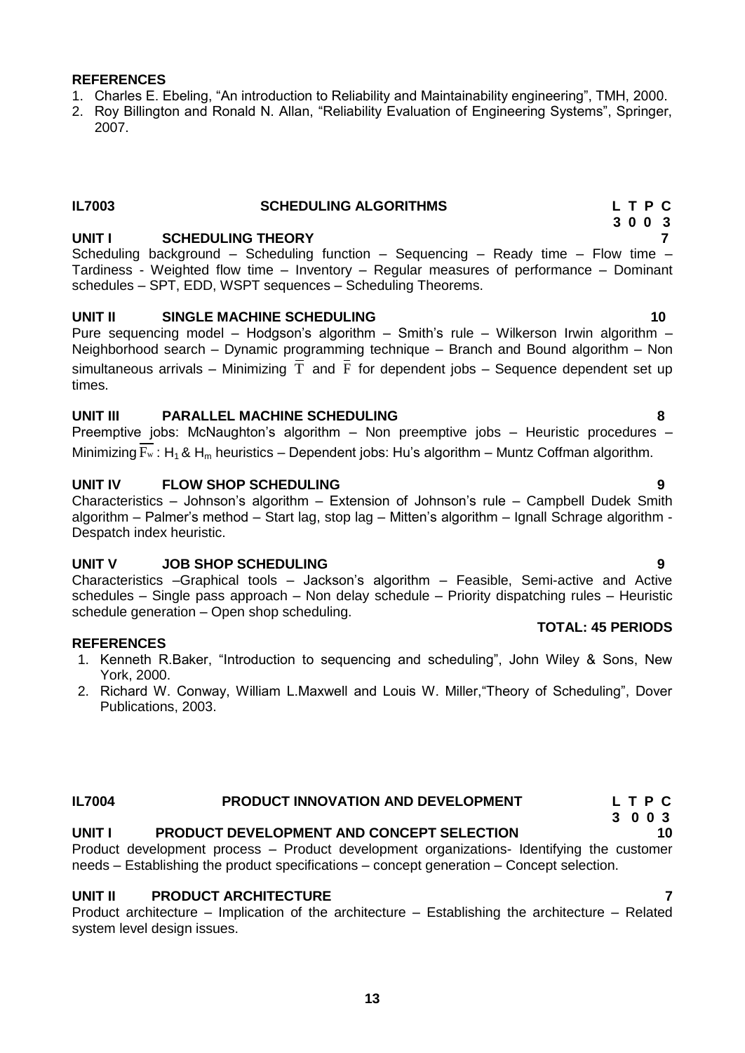**REFERENCES**

1. Charles E. Ebeling, "An introduction to Reliability and Maintainability engineering", TMH, 2000.
2. Roy Billington and Ronald N. Allan, "Reliability Evaluation of Engineering Systems", Springer, 2007.

## IL7003 SCHEDULING ALGORITHMS

| L | T | P | C |
|---|---|---|---|
| 3 | 0 | 0 | 3 |

### UNIT I SCHEDULING THEORY 7

Scheduling background – Scheduling function – Sequencing – Ready time – Flow time – Tardiness - Weighted flow time – Inventory – Regular measures of performance – Dominant schedules – SPT, EDD, WSPT sequences – Scheduling Theorems.

### UNIT II SINGLE MACHINE SCHEDULING 10

Pure sequencing model – Hodgson's algorithm – Smith's rule – Wilkerson Irwin algorithm – Neighborhood search – Dynamic programming technique – Branch and Bound algorithm – Non simultaneous arrivals – Minimizing $\bar{T}$ and $\bar{F}$ for dependent jobs – Sequence dependent set up times.

### UNIT III PARALLEL MACHINE SCHEDULING 8

Preemptive jobs: McNaughton's algorithm – Non preemptive jobs – Heuristic procedures – Minimizing $\overline{F_w}$ : $H_1$ & $H_m$ heuristics – Dependent jobs: Hu's algorithm – Muntz Coffman algorithm.

### UNIT IV FLOW SHOP SCHEDULING 9

Characteristics – Johnson's algorithm – Extension of Johnson's rule – Campbell Dudek Smith algorithm – Palmer's method – Start lag, stop lag – Mitten's algorithm – Ignall Schrage algorithm - Despatch index heuristic.

### UNIT V JOB SHOP SCHEDULING 9

Characteristics –Graphical tools – Jackson's algorithm – Feasible, Semi-active and Active schedules – Single pass approach – Non delay schedule – Priority dispatching rules – Heuristic schedule generation – Open shop scheduling.

**TOTAL: 45 PERIODS**

**REFERENCES**

1. Kenneth R.Baker, "Introduction to sequencing and scheduling", John Wiley & Sons, New York, 2000.
2. Richard W. Conway, William L.Maxwell and Louis W. Miller,"Theory of Scheduling", Dover Publications, 2003.

## IL7004 PRODUCT INNOVATION AND DEVELOPMENT

| L | T | P | C |
|---|---|---|---|
| 3 | 0 | 0 | 3 |

### UNIT I PRODUCT DEVELOPMENT AND CONCEPT SELECTION 10

Product development process – Product development organizations- Identifying the customer needs – Establishing the product specifications – concept generation – Concept selection.

### UNIT II PRODUCT ARCHITECTURE 7

Product architecture – Implication of the architecture – Establishing the architecture – Related system level design issues.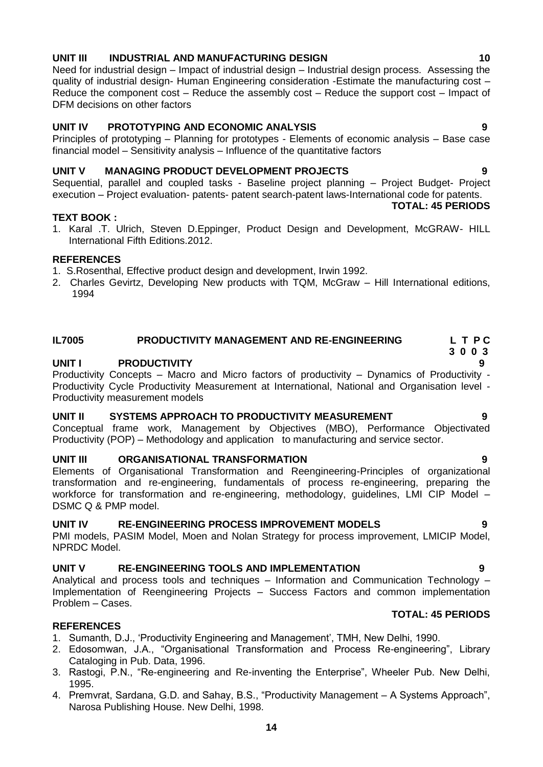**UNIT III INDUSTRIAL AND MANUFACTURING DESIGN 10**

Need for industrial design – Impact of industrial design – Industrial design process. Assessing the quality of industrial design- Human Engineering consideration -Estimate the manufacturing cost – Reduce the component cost – Reduce the assembly cost – Reduce the support cost – Impact of DFM decisions on other factors

**UNIT IV PROTOTYPING AND ECONOMIC ANALYSIS 9**

Principles of prototyping – Planning for prototypes - Elements of economic analysis – Base case financial model – Sensitivity analysis – Influence of the quantitative factors

**UNIT V MANAGING PRODUCT DEVELOPMENT PROJECTS 9**

Sequential, parallel and coupled tasks - Baseline project planning – Project Budget- Project execution – Project evaluation- patents- patent search-patent laws-International code for patents.

**TOTAL: 45 PERIODS**

**TEXT BOOK :**

1. Karal .T. Ulrich, Steven D.Eppinger, Product Design and Development, McGRAW- HILL International Fifth Editions.2012.

**REFERENCES**

1. S.Rosenthal, Effective product design and development, Irwin 1992.
2. Charles Gevirtz, Developing New products with TQM, McGraw – Hill International editions, 1994

## IL7005 PRODUCTIVITY MANAGEMENT AND RE-ENGINEERING

**L T P C**
**3 0 0 3**

**UNIT I PRODUCTIVITY 9**

Productivity Concepts – Macro and Micro factors of productivity – Dynamics of Productivity - Productivity Cycle Productivity Measurement at International, National and Organisation level - Productivity measurement models

**UNIT II SYSTEMS APPROACH TO PRODUCTIVITY MEASUREMENT 9**

Conceptual frame work, Management by Objectives (MBO), Performance Objectivated Productivity (POP) – Methodology and application to manufacturing and service sector.

**UNIT III ORGANISATIONAL TRANSFORMATION 9**

Elements of Organisational Transformation and Reengineering-Principles of organizational transformation and re-engineering, fundamentals of process re-engineering, preparing the workforce for transformation and re-engineering, methodology, guidelines, LMI CIP Model – DSMC Q & PMP model.

**UNIT IV RE-ENGINEERING PROCESS IMPROVEMENT MODELS 9**

PMI models, PASIM Model, Moen and Nolan Strategy for process improvement, LMICIP Model, NPRDC Model.

**UNIT V RE-ENGINEERING TOOLS AND IMPLEMENTATION 9**

Analytical and process tools and techniques – Information and Communication Technology – Implementation of Reengineering Projects – Success Factors and common implementation Problem – Cases.

**TOTAL: 45 PERIODS**

**REFERENCES**

1. Sumanth, D.J., 'Productivity Engineering and Management', TMH, New Delhi, 1990.
2. Edosomwan, J.A., "Organisational Transformation and Process Re-engineering", Library Cataloging in Pub. Data, 1996.
3. Rastogi, P.N., "Re-engineering and Re-inventing the Enterprise", Wheeler Pub. New Delhi, 1995.
4. Premvrat, Sardana, G.D. and Sahay, B.S., "Productivity Management – A Systems Approach", Narosa Publishing House. New Delhi, 1998.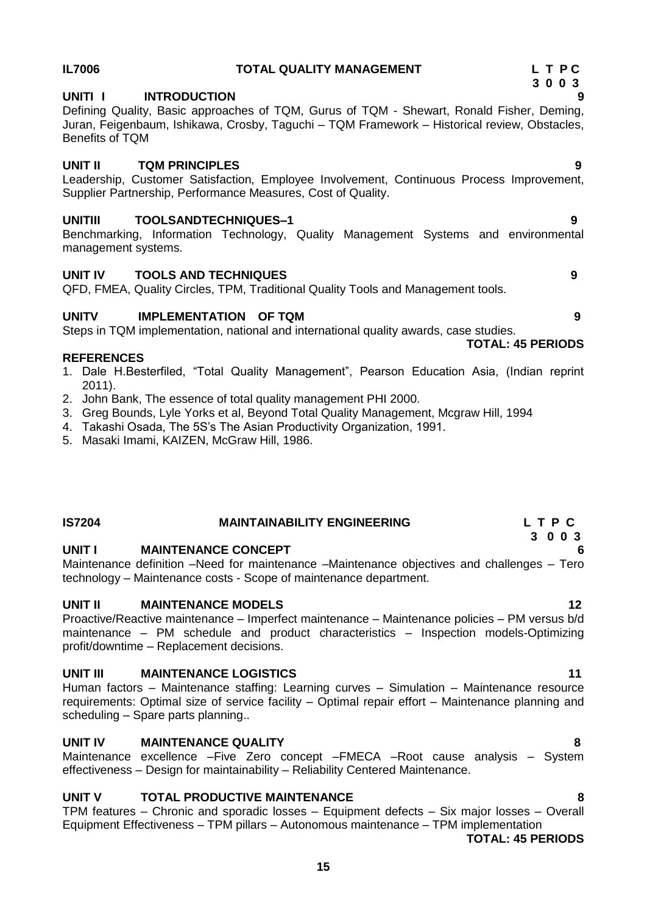**IL7006 TOTAL QUALITY MANAGEMENT**

**L T P C**
**3 0 0 3**

**UNITI I INTRODUCTION 9**

Defining Quality, Basic approaches of TQM, Gurus of TQM - Shewart, Ronald Fisher, Deming, Juran, Feigenbaum, Ishikawa, Crosby, Taguchi – TQM Framework – Historical review, Obstacles, Benefits of TQM

**UNIT II TQM PRINCIPLES 9**

Leadership, Customer Satisfaction, Employee Involvement, Continuous Process Improvement, Supplier Partnership, Performance Measures, Cost of Quality.

**UNITIII TOOLSANDTECHNIQUES–1 9**

Benchmarking, Information Technology, Quality Management Systems and environmental management systems.

**UNIT IV TOOLS AND TECHNIQUES 9**

QFD, FMEA, Quality Circles, TPM, Traditional Quality Tools and Management tools.

**UNITV IMPLEMENTATION OF TQM 9**

Steps in TQM implementation, national and international quality awards, case studies.

**TOTAL: 45 PERIODS**

**REFERENCES**

1. Dale H.Besterfiled, "Total Quality Management", Pearson Education Asia, (Indian reprint 2011).
2. John Bank, The essence of total quality management PHI 2000.
3. Greg Bounds, Lyle Yorks et al, Beyond Total Quality Management, Mcgraw Hill, 1994
4. Takashi Osada, The 5S's The Asian Productivity Organization, 1991.
5. Masaki Imami, KAIZEN, McGraw Hill, 1986.

**IS7204 MAINTAINABILITY ENGINEERING**

**L T P C**
**3 0 0 3**

**UNIT I MAINTENANCE CONCEPT 6**

Maintenance definition –Need for maintenance –Maintenance objectives and challenges – Tero technology – Maintenance costs - Scope of maintenance department.

**UNIT II MAINTENANCE MODELS 12**

Proactive/Reactive maintenance – Imperfect maintenance – Maintenance policies – PM versus b/d maintenance – PM schedule and product characteristics – Inspection models-Optimizing profit/downtime – Replacement decisions.

**UNIT III MAINTENANCE LOGISTICS 11**

Human factors – Maintenance staffing: Learning curves – Simulation – Maintenance resource requirements: Optimal size of service facility – Optimal repair effort – Maintenance planning and scheduling – Spare parts planning..

**UNIT IV MAINTENANCE QUALITY 8**

Maintenance excellence –Five Zero concept –FMECA –Root cause analysis – System effectiveness – Design for maintainability – Reliability Centered Maintenance.

**UNIT V TOTAL PRODUCTIVE MAINTENANCE 8**

TPM features – Chronic and sporadic losses – Equipment defects – Six major losses – Overall Equipment Effectiveness – TPM pillars – Autonomous maintenance – TPM implementation

**TOTAL: 45 PERIODS**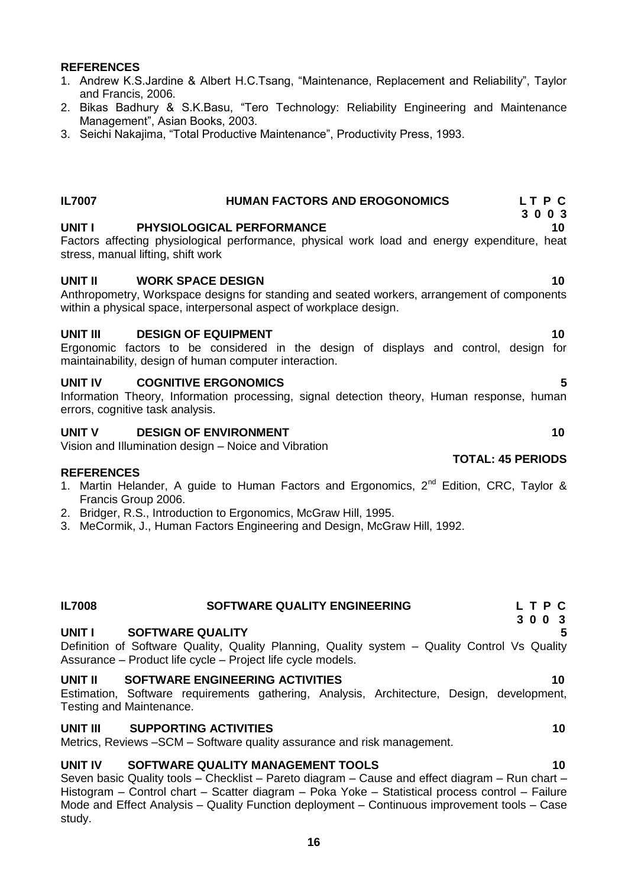**REFERENCES**

1. Andrew K.S.Jardine & Albert H.C.Tsang, "Maintenance, Replacement and Reliability", Taylor and Francis, 2006.
2. Bikas Badhury & S.K.Basu, "Tero Technology: Reliability Engineering and Maintenance Management", Asian Books, 2003.
3. Seichi Nakajima, "Total Productive Maintenance", Productivity Press, 1993.

## IL7007 HUMAN FACTORS AND EROGONOMICS

**L T P C**
**3 0 0 3**

### UNIT I PHYSIOLOGICAL PERFORMANCE 10

Factors affecting physiological performance, physical work load and energy expenditure, heat stress, manual lifting, shift work

### UNIT II WORK SPACE DESIGN 10

Anthropometry, Workspace designs for standing and seated workers, arrangement of components within a physical space, interpersonal aspect of workplace design.

### UNIT III DESIGN OF EQUIPMENT 10

Ergonomic factors to be considered in the design of displays and control, design for maintainability, design of human computer interaction.

### UNIT IV COGNITIVE ERGONOMICS 5

Information Theory, Information processing, signal detection theory, Human response, human errors, cognitive task analysis.

### UNIT V DESIGN OF ENVIRONMENT 10

Vision and Illumination design – Noice and Vibration

**TOTAL: 45 PERIODS**

**REFERENCES**

1. Martin Helander, A guide to Human Factors and Ergonomics, $2^{nd}$ Edition, CRC, Taylor & Francis Group 2006.
2. Bridger, R.S., Introduction to Ergonomics, McGraw Hill, 1995.
3. MeCormik, J., Human Factors Engineering and Design, McGraw Hill, 1992.

## IL7008 SOFTWARE QUALITY ENGINEERING

**L T P C**
**3 0 0 3**

### UNIT I SOFTWARE QUALITY 5

Definition of Software Quality, Quality Planning, Quality system – Quality Control Vs Quality Assurance – Product life cycle – Project life cycle models.

### UNIT II SOFTWARE ENGINEERING ACTIVITIES 10

Estimation, Software requirements gathering, Analysis, Architecture, Design, development, Testing and Maintenance.

### UNIT III SUPPORTING ACTIVITIES 10

Metrics, Reviews –SCM – Software quality assurance and risk management.

### UNIT IV SOFTWARE QUALITY MANAGEMENT TOOLS 10

Seven basic Quality tools – Checklist – Pareto diagram – Cause and effect diagram – Run chart – Histogram – Control chart – Scatter diagram – Poka Yoke – Statistical process control – Failure Mode and Effect Analysis – Quality Function deployment – Continuous improvement tools – Case study.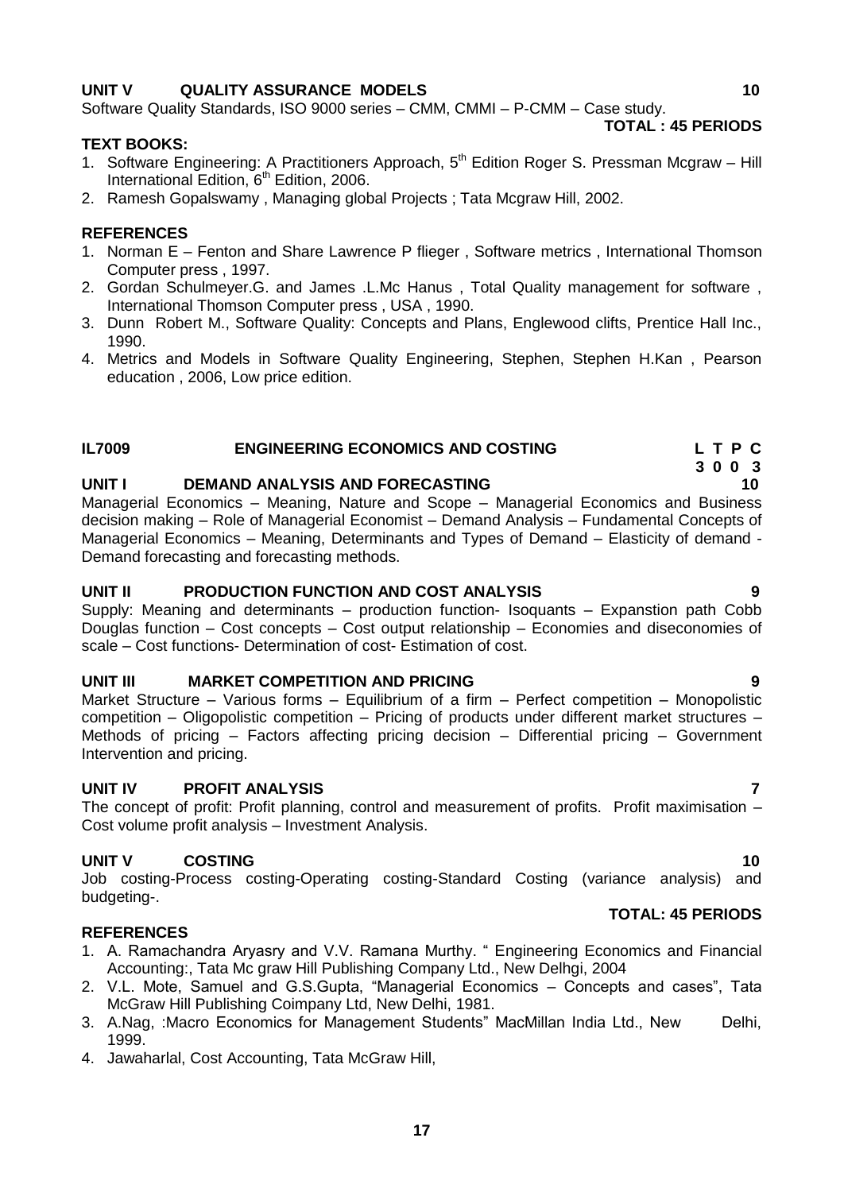**UNIT V QUALITY ASSURANCE MODELS** **10**

Software Quality Standards, ISO 9000 series – CMM, CMMI – P-CMM – Case study.

**TOTAL : 45 PERIODS**

**TEXT BOOKS:**

1. Software Engineering: A Practitioners Approach, 5th Edition Roger S. Pressman Mcgraw – Hill International Edition, 6th Edition, 2006.
2. Ramesh Gopalswamy , Managing global Projects ; Tata Mcgraw Hill, 2002.

**REFERENCES**

1. Norman E – Fenton and Share Lawrence P flieger , Software metrics , International Thomson Computer press , 1997.
2. Gordan Schulmeyer.G. and James .L.Mc Hanus , Total Quality management for software , International Thomson Computer press , USA , 1990.
3. Dunn Robert M., Software Quality: Concepts and Plans, Englewood clifts, Prentice Hall Inc., 1990.
4. Metrics and Models in Software Quality Engineering, Stephen, Stephen H.Kan , Pearson education , 2006, Low price edition.

## IL7009 ENGINEERING ECONOMICS AND COSTING

**L T P C**
**3 0 0 3**

**UNIT I DEMAND ANALYSIS AND FORECASTING** **10**

Managerial Economics – Meaning, Nature and Scope – Managerial Economics and Business decision making – Role of Managerial Economist – Demand Analysis – Fundamental Concepts of Managerial Economics – Meaning, Determinants and Types of Demand – Elasticity of demand - Demand forecasting and forecasting methods.

**UNIT II PRODUCTION FUNCTION AND COST ANALYSIS** **9**

Supply: Meaning and determinants – production function- Isoquants – Expanstion path Cobb Douglas function – Cost concepts – Cost output relationship – Economies and diseconomies of scale – Cost functions- Determination of cost- Estimation of cost.

**UNIT III MARKET COMPETITION AND PRICING** **9**

Market Structure – Various forms – Equilibrium of a firm – Perfect competition – Monopolistic competition – Oligopolistic competition – Pricing of products under different market structures – Methods of pricing – Factors affecting pricing decision – Differential pricing – Government Intervention and pricing.

**UNIT IV PROFIT ANALYSIS** **7**

The concept of profit: Profit planning, control and measurement of profits. Profit maximisation – Cost volume profit analysis – Investment Analysis.

**UNIT V COSTING** **10**

Job costing-Process costing-Operating costing-Standard Costing (variance analysis) and budgeting-.

**TOTAL: 45 PERIODS**

**REFERENCES**

1. A. Ramachandra Aryasry and V.V. Ramana Murthy. " Engineering Economics and Financial Accounting:, Tata Mc graw Hill Publishing Company Ltd., New Delhgi, 2004
2. V.L. Mote, Samuel and G.S.Gupta, "Managerial Economics – Concepts and cases", Tata McGraw Hill Publishing Coimpany Ltd, New Delhi, 1981.
3. A.Nag, :Macro Economics for Management Students" MacMillan India Ltd., New Delhi, 1999.
4. Jawaharlal, Cost Accounting, Tata McGraw Hill,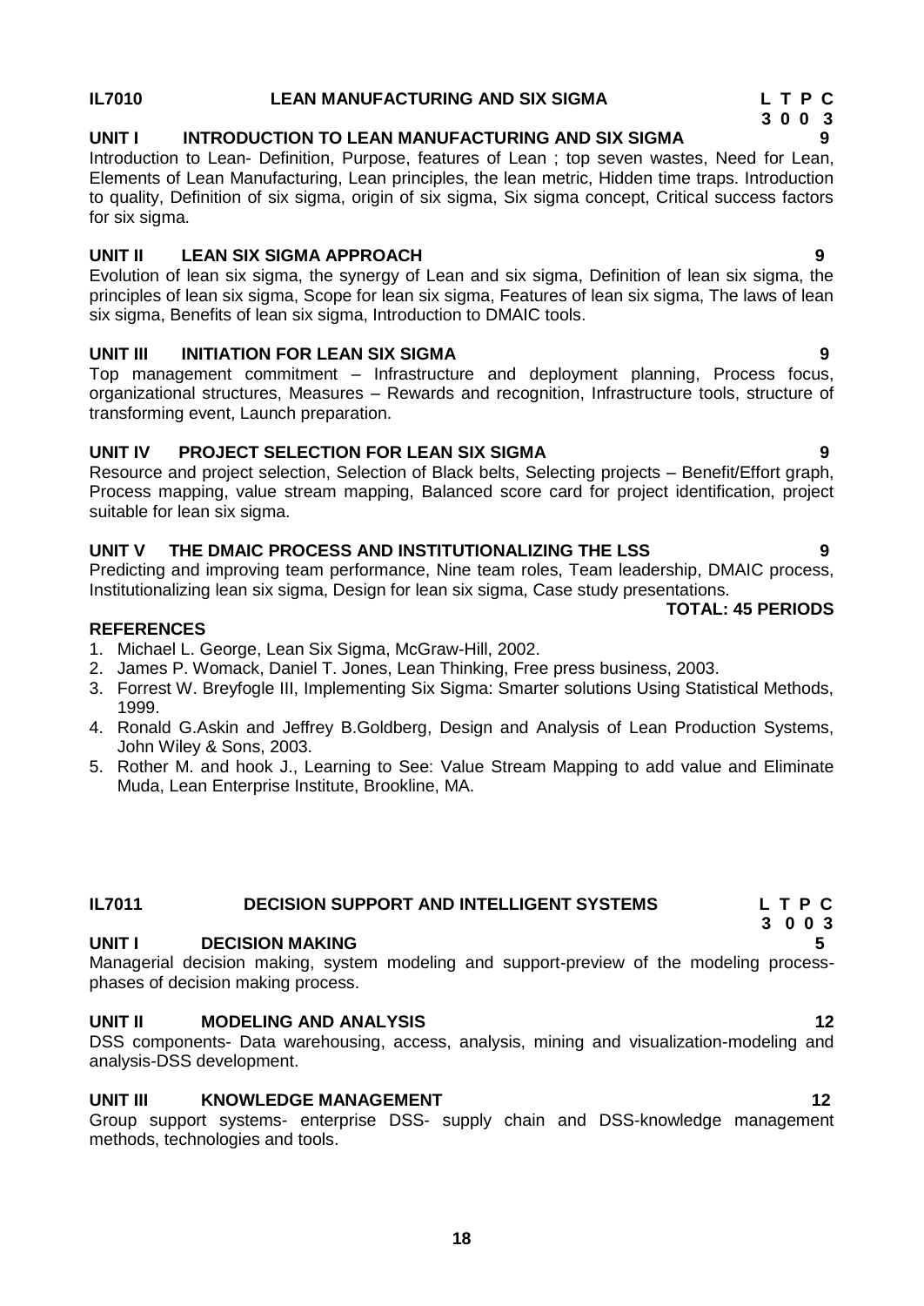## IL7010 LEAN MANUFACTURING AND SIX SIGMA

**L T P C**
**3 0 0 3**

### UNIT I INTRODUCTION TO LEAN MANUFACTURING AND SIX SIGMA 9

Introduction to Lean- Definition, Purpose, features of Lean ; top seven wastes, Need for Lean, Elements of Lean Manufacturing, Lean principles, the lean metric, Hidden time traps. Introduction to quality, Definition of six sigma, origin of six sigma, Six sigma concept, Critical success factors for six sigma.

### UNIT II LEAN SIX SIGMA APPROACH 9

Evolution of lean six sigma, the synergy of Lean and six sigma, Definition of lean six sigma, the principles of lean six sigma, Scope for lean six sigma, Features of lean six sigma, The laws of lean six sigma, Benefits of lean six sigma, Introduction to DMAIC tools.

### UNIT III INITIATION FOR LEAN SIX SIGMA 9

Top management commitment – Infrastructure and deployment planning, Process focus, organizational structures, Measures – Rewards and recognition, Infrastructure tools, structure of transforming event, Launch preparation.

### UNIT IV PROJECT SELECTION FOR LEAN SIX SIGMA 9

Resource and project selection, Selection of Black belts, Selecting projects – Benefit/Effort graph, Process mapping, value stream mapping, Balanced score card for project identification, project suitable for lean six sigma.

### UNIT V THE DMAIC PROCESS AND INSTITUTIONALIZING THE LSS 9

Predicting and improving team performance, Nine team roles, Team leadership, DMAIC process, Institutionalizing lean six sigma, Design for lean six sigma, Case study presentations.

**TOTAL: 45 PERIODS**

### REFERENCES

1. Michael L. George, Lean Six Sigma, McGraw-Hill, 2002.
2. James P. Womack, Daniel T. Jones, Lean Thinking, Free press business, 2003.
3. Forrest W. Breyfogle III, Implementing Six Sigma: Smarter solutions Using Statistical Methods, 1999.
4. Ronald G.Askin and Jeffrey B.Goldberg, Design and Analysis of Lean Production Systems, John Wiley & Sons, 2003.
5. Rother M. and hook J., Learning to See: Value Stream Mapping to add value and Eliminate Muda, Lean Enterprise Institute, Brookline, MA.

## IL7011 DECISION SUPPORT AND INTELLIGENT SYSTEMS

**L T P C**
**3 0 0 3**

### UNIT I DECISION MAKING 5

Managerial decision making, system modeling and support-preview of the modeling process-phases of decision making process.

### UNIT II MODELING AND ANALYSIS 12

DSS components- Data warehousing, access, analysis, mining and visualization-modeling and analysis-DSS development.

### UNIT III KNOWLEDGE MANAGEMENT 12

Group support systems- enterprise DSS- supply chain and DSS-knowledge management methods, technologies and tools.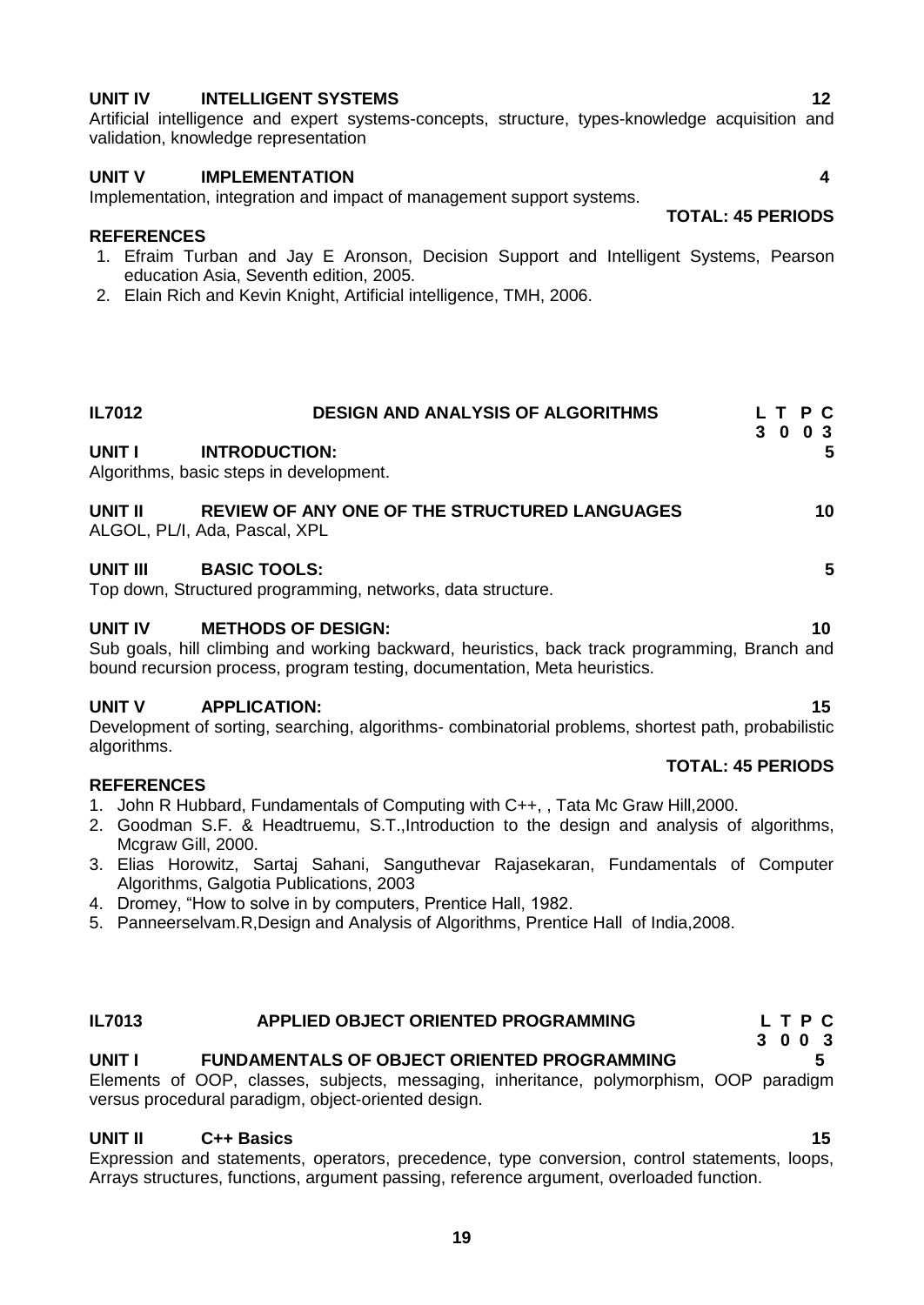**UNIT IV INTELLIGENT SYSTEMS 12**

Artificial intelligence and expert systems-concepts, structure, types-knowledge acquisition and validation, knowledge representation

**UNIT V IMPLEMENTATION 4**

Implementation, integration and impact of management support systems.

**TOTAL: 45 PERIODS**

**REFERENCES**

1. Efraim Turban and Jay E Aronson, Decision Support and Intelligent Systems, Pearson education Asia, Seventh edition, 2005.
2. Elain Rich and Kevin Knight, Artificial intelligence, TMH, 2006.

## IL7012 DESIGN AND ANALYSIS OF ALGORITHMS

| L | T | P | C |
|---|---|---|---|
| 3 | 0 | 0 | 3 |

**UNIT I INTRODUCTION: 5**

Algorithms, basic steps in development.

**UNIT II REVIEW OF ANY ONE OF THE STRUCTURED LANGUAGES 10**

ALGOL, PL/I, Ada, Pascal, XPL

**UNIT III BASIC TOOLS: 5**

Top down, Structured programming, networks, data structure.

**UNIT IV METHODS OF DESIGN: 10**

Sub goals, hill climbing and working backward, heuristics, back track programming, Branch and bound recursion process, program testing, documentation, Meta heuristics.

**UNIT V APPLICATION: 15**

Development of sorting, searching, algorithms- combinatorial problems, shortest path, probabilistic algorithms.

**TOTAL: 45 PERIODS**

**REFERENCES**

1. John R Hubbard, Fundamentals of Computing with C++, , Tata Mc Graw Hill,2000.
2. Goodman S.F. & Headtruemu, S.T.,Introduction to the design and analysis of algorithms, Mcgraw Gill, 2000.
3. Elias Horowitz, Sartaj Sahani, Sanguthevar Rajasekaran, Fundamentals of Computer Algorithms, Galgotia Publications, 2003
4. Dromey, "How to solve in by computers, Prentice Hall, 1982.
5. Panneerselvam.R,Design and Analysis of Algorithms, Prentice Hall of India,2008.

## IL7013 APPLIED OBJECT ORIENTED PROGRAMMING

| L | T | P | C |
|---|---|---|---|
| 3 | 0 | 0 | 3 |

**UNIT I FUNDAMENTALS OF OBJECT ORIENTED PROGRAMMING 5**

Elements of OOP, classes, subjects, messaging, inheritance, polymorphism, OOP paradigm versus procedural paradigm, object-oriented design.

**UNIT II C++ Basics 15**

Expression and statements, operators, precedence, type conversion, control statements, loops, Arrays structures, functions, argument passing, reference argument, overloaded function.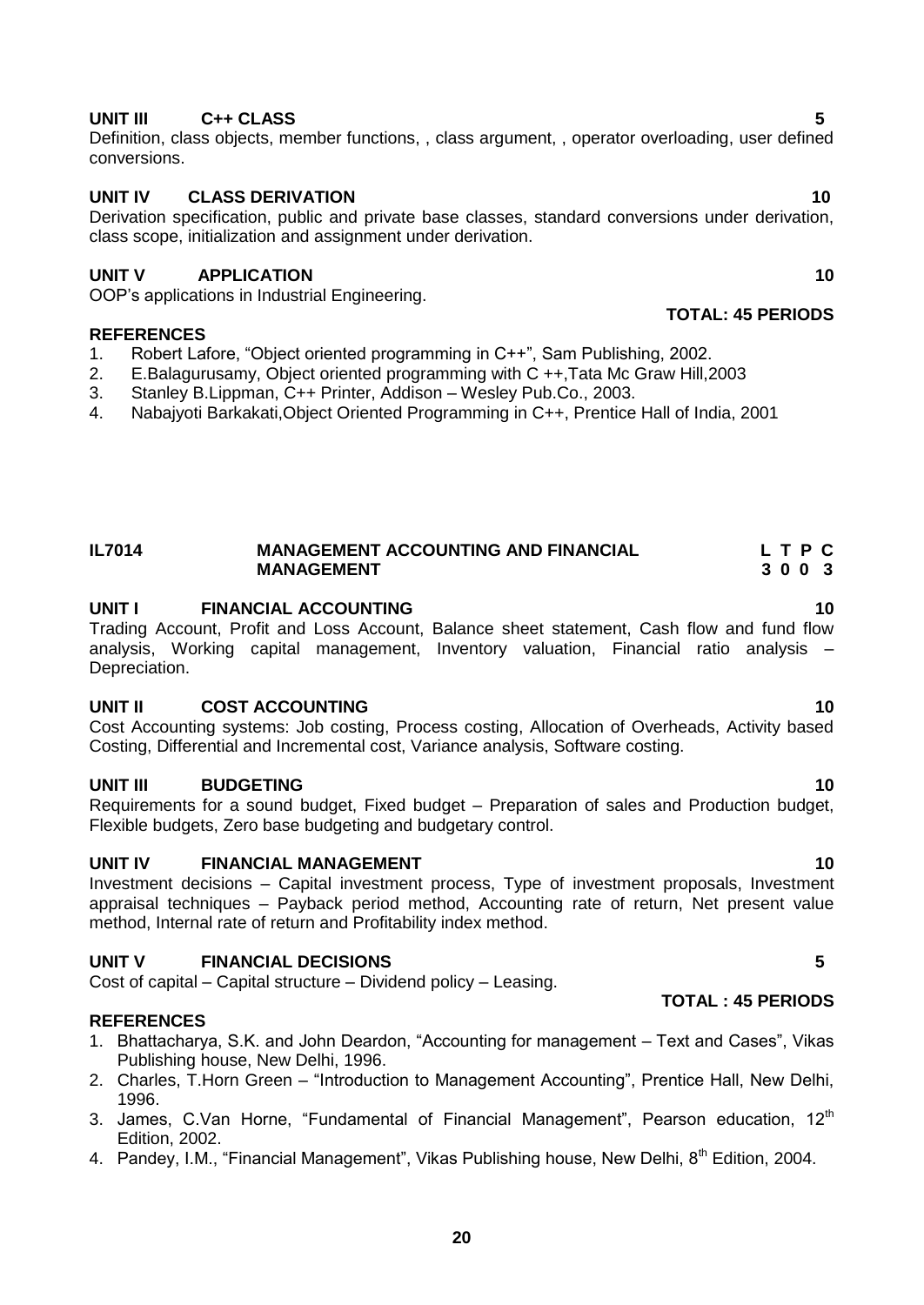**UNIT III C++ CLASS 5**

Definition, class objects, member functions, , class argument, , operator overloading, user defined conversions.

**UNIT IV CLASS DERIVATION 10**

Derivation specification, public and private base classes, standard conversions under derivation, class scope, initialization and assignment under derivation.

**UNIT V APPLICATION 10**

OOP's applications in Industrial Engineering.

**TOTAL: 45 PERIODS**

**REFERENCES**

1. Robert Lafore, "Object oriented programming in C++", Sam Publishing, 2002.
2. E.Balagurusamy, Object oriented programming with C ++,Tata Mc Graw Hill,2003
3. Stanley B.Lippman, C++ Printer, Addison – Wesley Pub.Co., 2003.
4. Nabajyoti Barkakati,Object Oriented Programming in C++, Prentice Hall of India, 2001

## IL7014 MANAGEMENT ACCOUNTING AND FINANCIAL MANAGEMENT

| L | T | P | C |
|---|---|---|---|
| 3 | 0 | 0 | 3 |

**UNIT I FINANCIAL ACCOUNTING 10**

Trading Account, Profit and Loss Account, Balance sheet statement, Cash flow and fund flow analysis, Working capital management, Inventory valuation, Financial ratio analysis – Depreciation.

**UNIT II COST ACCOUNTING 10**

Cost Accounting systems: Job costing, Process costing, Allocation of Overheads, Activity based Costing, Differential and Incremental cost, Variance analysis, Software costing.

**UNIT III BUDGETING 10**

Requirements for a sound budget, Fixed budget – Preparation of sales and Production budget, Flexible budgets, Zero base budgeting and budgetary control.

**UNIT IV FINANCIAL MANAGEMENT 10**

Investment decisions – Capital investment process, Type of investment proposals, Investment appraisal techniques – Payback period method, Accounting rate of return, Net present value method, Internal rate of return and Profitability index method.

**UNIT V FINANCIAL DECISIONS 5**

Cost of capital – Capital structure – Dividend policy – Leasing.

**TOTAL : 45 PERIODS**

**REFERENCES**

1. Bhattacharya, S.K. and John Deardon, "Accounting for management – Text and Cases", Vikas Publishing house, New Delhi, 1996.
2. Charles, T.Horn Green – "Introduction to Management Accounting", Prentice Hall, New Delhi, 1996.
3. James, C.Van Horne, "Fundamental of Financial Management", Pearson education, 12th Edition, 2002.
4. Pandey, I.M., "Financial Management", Vikas Publishing house, New Delhi, 8th Edition, 2004.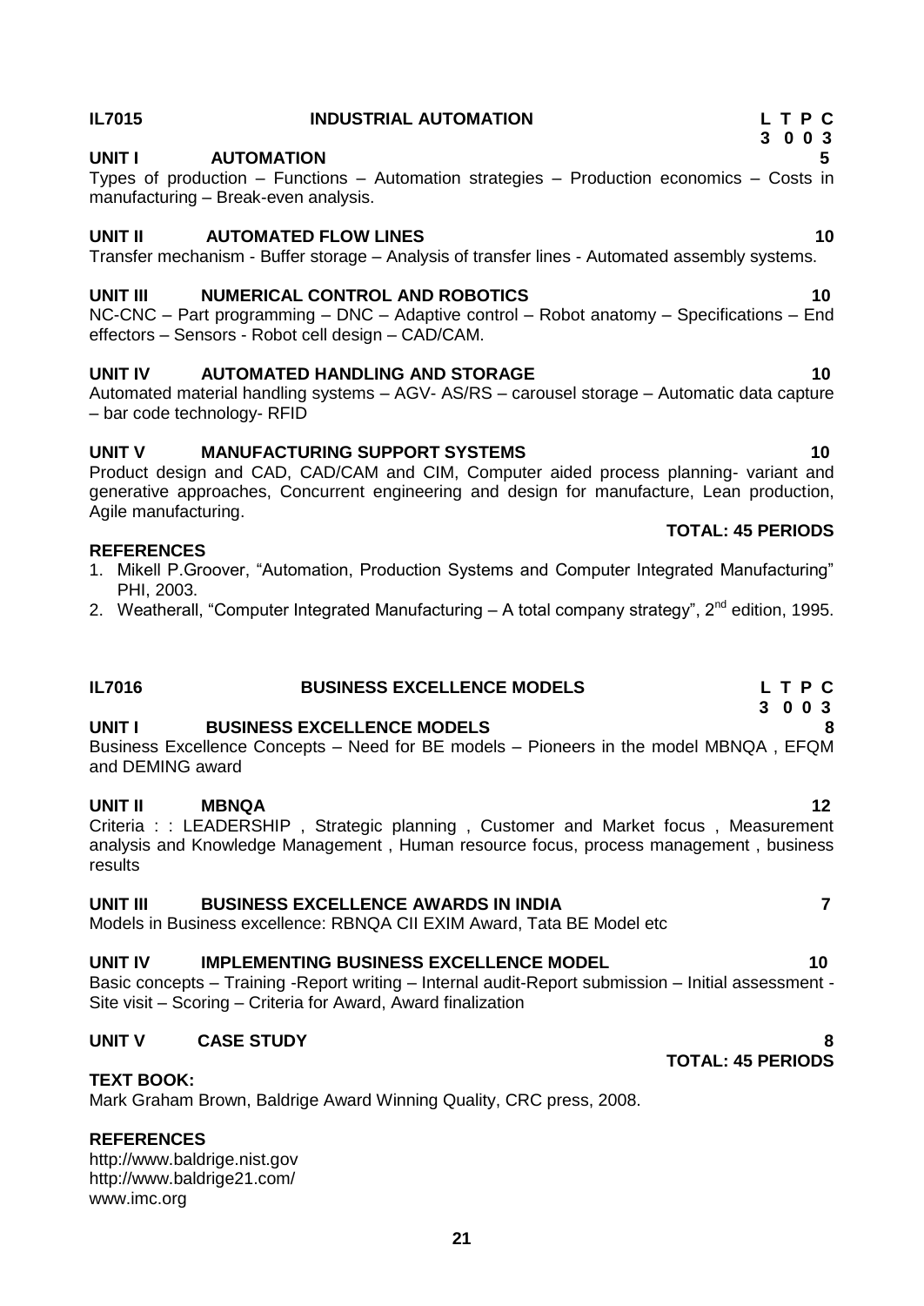## IL7015 INDUSTRIAL AUTOMATION

| L | T | P | C |
|---|---|---|---|
| 3 | 0 | 0 | 3 |

**UNIT I AUTOMATION** **5**

Types of production – Functions – Automation strategies – Production economics – Costs in manufacturing – Break-even analysis.

**UNIT II AUTOMATED FLOW LINES** **10**

Transfer mechanism - Buffer storage – Analysis of transfer lines - Automated assembly systems.

**UNIT III NUMERICAL CONTROL AND ROBOTICS** **10**

NC-CNC – Part programming – DNC – Adaptive control – Robot anatomy – Specifications – End effectors – Sensors - Robot cell design – CAD/CAM.

**UNIT IV AUTOMATED HANDLING AND STORAGE** **10**

Automated material handling systems – AGV- AS/RS – carousel storage – Automatic data capture – bar code technology- RFID

**UNIT V MANUFACTURING SUPPORT SYSTEMS** **10**

Product design and CAD, CAD/CAM and CIM, Computer aided process planning- variant and generative approaches, Concurrent engineering and design for manufacture, Lean production, Agile manufacturing.

**TOTAL: 45 PERIODS**

**REFERENCES**

1. Mikell P.Groover, "Automation, Production Systems and Computer Integrated Manufacturing" PHI, 2003.
2. Weatherall, "Computer Integrated Manufacturing – A total company strategy", 2nd edition, 1995.

## IL7016 BUSINESS EXCELLENCE MODELS

| L | T | P | C |
|---|---|---|---|
| 3 | 0 | 0 | 3 |

**UNIT I BUSINESS EXCELLENCE MODELS** **8**

Business Excellence Concepts – Need for BE models – Pioneers in the model MBNQA , EFQM and DEMING award

**UNIT II MBNQA** **12**

Criteria : : LEADERSHIP , Strategic planning , Customer and Market focus , Measurement analysis and Knowledge Management , Human resource focus, process management , business results

**UNIT III BUSINESS EXCELLENCE AWARDS IN INDIA** **7**

Models in Business excellence: RBNQA CII EXIM Award, Tata BE Model etc

**UNIT IV IMPLEMENTING BUSINESS EXCELLENCE MODEL** **10**

Basic concepts – Training -Report writing – Internal audit-Report submission – Initial assessment - Site visit – Scoring – Criteria for Award, Award finalization

**UNIT V CASE STUDY** **8**

**TOTAL: 45 PERIODS**

**TEXT BOOK:**

Mark Graham Brown, Baldrige Award Winning Quality, CRC press, 2008.

**REFERENCES**

http://www.baldrige.nist.gov
http://www.baldrige21.com/
www.imc.org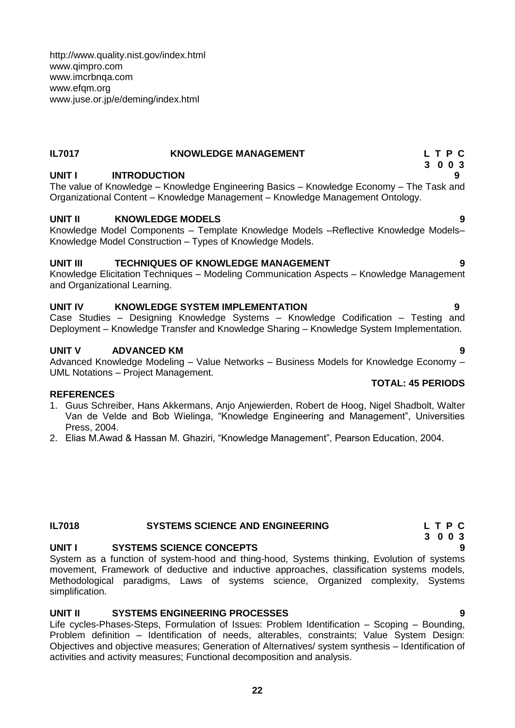http://www.quality.nist.gov/index.html
www.qimpro.com
www.imcrbnqa.com
www.efqm.org
www.juse.or.jp/e/deming/index.html

## IL7017 KNOWLEDGE MANAGEMENT

**L T P C**
**3 0 0 3**

**UNIT I INTRODUCTION 9**

The value of Knowledge – Knowledge Engineering Basics – Knowledge Economy – The Task and Organizational Content – Knowledge Management – Knowledge Management Ontology.

**UNIT II KNOWLEDGE MODELS 9**

Knowledge Model Components – Template Knowledge Models –Reflective Knowledge Models– Knowledge Model Construction – Types of Knowledge Models.

**UNIT III TECHNIQUES OF KNOWLEDGE MANAGEMENT 9**

Knowledge Elicitation Techniques – Modeling Communication Aspects – Knowledge Management and Organizational Learning.

**UNIT IV KNOWLEDGE SYSTEM IMPLEMENTATION 9**

Case Studies – Designing Knowledge Systems – Knowledge Codification – Testing and Deployment – Knowledge Transfer and Knowledge Sharing – Knowledge System Implementation.

**UNIT V ADVANCED KM 9**

Advanced Knowledge Modeling – Value Networks – Business Models for Knowledge Economy – UML Notations – Project Management.

**TOTAL: 45 PERIODS**

**REFERENCES**

1. Guus Schreiber, Hans Akkermans, Anjo Anjewierden, Robert de Hoog, Nigel Shadbolt, Walter Van de Velde and Bob Wielinga, "Knowledge Engineering and Management", Universities Press, 2004.
2. Elias M.Awad & Hassan M. Ghaziri, "Knowledge Management", Pearson Education, 2004.

## IL7018 SYSTEMS SCIENCE AND ENGINEERING

**L T P C**
**3 0 0 3**

**UNIT I SYSTEMS SCIENCE CONCEPTS 9**

System as a function of system-hood and thing-hood, Systems thinking, Evolution of systems movement, Framework of deductive and inductive approaches, classification systems models, Methodological paradigms, Laws of systems science, Organized complexity, Systems simplification.

**UNIT II SYSTEMS ENGINEERING PROCESSES 9**

Life cycles-Phases-Steps, Formulation of Issues: Problem Identification – Scoping – Bounding, Problem definition – Identification of needs, alterables, constraints; Value System Design: Objectives and objective measures; Generation of Alternatives/ system synthesis – Identification of activities and activity measures; Functional decomposition and analysis.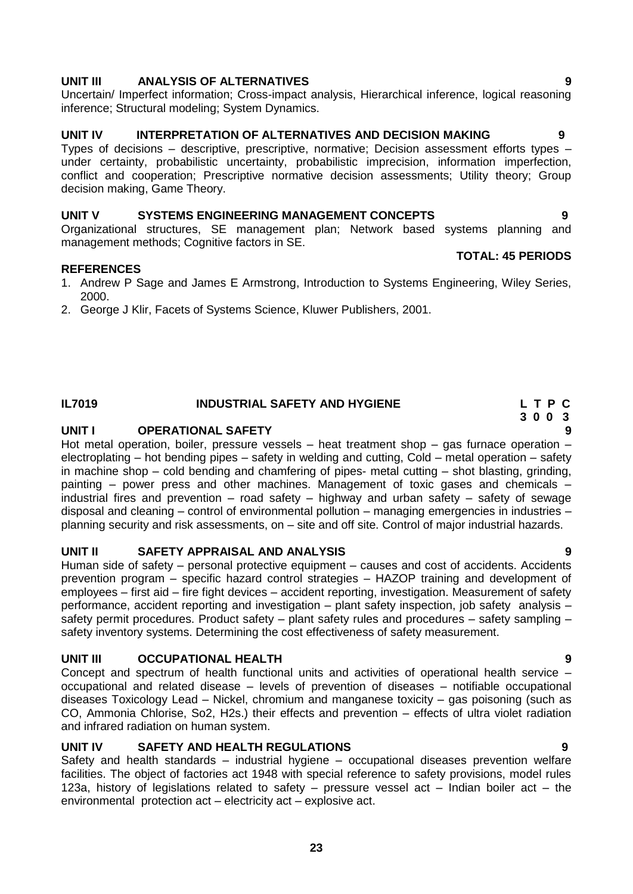**UNIT III ANALYSIS OF ALTERNATIVES 9**

Uncertain/ Imperfect information; Cross-impact analysis, Hierarchical inference, logical reasoning inference; Structural modeling; System Dynamics.

**UNIT IV INTERPRETATION OF ALTERNATIVES AND DECISION MAKING 9**

Types of decisions – descriptive, prescriptive, normative; Decision assessment efforts types – under certainty, probabilistic uncertainty, probabilistic imprecision, information imperfection, conflict and cooperation; Prescriptive normative decision assessments; Utility theory; Group decision making, Game Theory.

**UNIT V SYSTEMS ENGINEERING MANAGEMENT CONCEPTS 9**

Organizational structures, SE management plan; Network based systems planning and management methods; Cognitive factors in SE.

**TOTAL: 45 PERIODS**

**REFERENCES**

1. Andrew P Sage and James E Armstrong, Introduction to Systems Engineering, Wiley Series, 2000.
2. George J Klir, Facets of Systems Science, Kluwer Publishers, 2001.

## IL7019 INDUSTRIAL SAFETY AND HYGIENE

| L | T | P | C |
|---|---|---|---|
| 3 | 0 | 0 | 3 |

**UNIT I OPERATIONAL SAFETY 9**

Hot metal operation, boiler, pressure vessels – heat treatment shop – gas furnace operation – electroplating – hot bending pipes – safety in welding and cutting, Cold – metal operation – safety in machine shop – cold bending and chamfering of pipes- metal cutting – shot blasting, grinding, painting – power press and other machines. Management of toxic gases and chemicals – industrial fires and prevention – road safety – highway and urban safety – safety of sewage disposal and cleaning – control of environmental pollution – managing emergencies in industries – planning security and risk assessments, on – site and off site. Control of major industrial hazards.

**UNIT II SAFETY APPRAISAL AND ANALYSIS 9**

Human side of safety – personal protective equipment – causes and cost of accidents. Accidents prevention program – specific hazard control strategies – HAZOP training and development of employees – first aid – fire fight devices – accident reporting, investigation. Measurement of safety performance, accident reporting and investigation – plant safety inspection, job safety analysis – safety permit procedures. Product safety – plant safety rules and procedures – safety sampling – safety inventory systems. Determining the cost effectiveness of safety measurement.

**UNIT III OCCUPATIONAL HEALTH 9**

Concept and spectrum of health functional units and activities of operational health service – occupational and related disease – levels of prevention of diseases – notifiable occupational diseases Toxicology Lead – Nickel, chromium and manganese toxicity – gas poisoning (such as CO, Ammonia Chlorise, So2, H2s.) their effects and prevention – effects of ultra violet radiation and infrared radiation on human system.

**UNIT IV SAFETY AND HEALTH REGULATIONS 9**

Safety and health standards – industrial hygiene – occupational diseases prevention welfare facilities. The object of factories act 1948 with special reference to safety provisions, model rules 123a, history of legislations related to safety – pressure vessel act – Indian boiler act – the environmental protection act – electricity act – explosive act.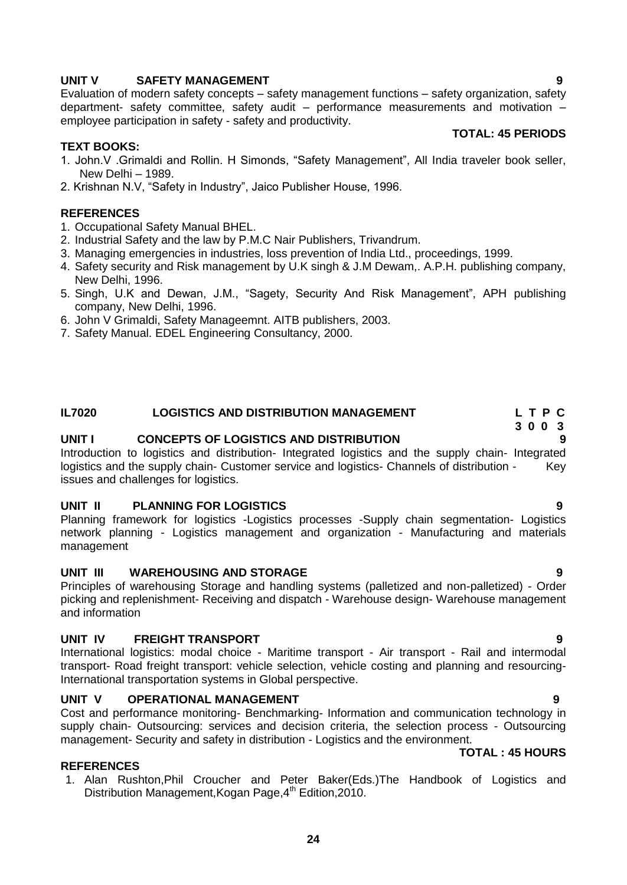**UNIT V SAFETY MANAGEMENT 9**

Evaluation of modern safety concepts – safety management functions – safety organization, safety department- safety committee, safety audit – performance measurements and motivation – employee participation in safety - safety and productivity.

**TOTAL: 45 PERIODS**

**TEXT BOOKS:**

1. John.V .Grimaldi and Rollin. H Simonds, "Safety Management", All India traveler book seller, New Delhi – 1989.
2. Krishnan N.V, "Safety in Industry", Jaico Publisher House, 1996.

**REFERENCES**

1. Occupational Safety Manual BHEL.
2. Industrial Safety and the law by P.M.C Nair Publishers, Trivandrum.
3. Managing emergencies in industries, loss prevention of India Ltd., proceedings, 1999.
4. Safety security and Risk management by U.K singh & J.M Dewam,. A.P.H. publishing company, New Delhi, 1996.
5. Singh, U.K and Dewan, J.M., "Sagety, Security And Risk Management", APH publishing company, New Delhi, 1996.
6. John V Grimaldi, Safety Manageemnt. AITB publishers, 2003.
7. Safety Manual. EDEL Engineering Consultancy, 2000.

## IL7020 LOGISTICS AND DISTRIBUTION MANAGEMENT

| L | T | P | C |
|---|---|---|---|
| 3 | 0 | 0 | 3 |

**UNIT I CONCEPTS OF LOGISTICS AND DISTRIBUTION 9**

Introduction to logistics and distribution- Integrated logistics and the supply chain- Integrated logistics and the supply chain- Customer service and logistics- Channels of distribution - Key issues and challenges for logistics.

**UNIT II PLANNING FOR LOGISTICS 9**

Planning framework for logistics -Logistics processes -Supply chain segmentation- Logistics network planning - Logistics management and organization - Manufacturing and materials management

**UNIT III WAREHOUSING AND STORAGE 9**

Principles of warehousing Storage and handling systems (palletized and non-palletized) - Order picking and replenishment- Receiving and dispatch - Warehouse design- Warehouse management and information

**UNIT IV FREIGHT TRANSPORT 9**

International logistics: modal choice - Maritime transport - Air transport - Rail and intermodal transport- Road freight transport: vehicle selection, vehicle costing and planning and resourcing- International transportation systems in Global perspective.

**UNIT V OPERATIONAL MANAGEMENT 9**

Cost and performance monitoring- Benchmarking- Information and communication technology in supply chain- Outsourcing: services and decision criteria, the selection process - Outsourcing management- Security and safety in distribution - Logistics and the environment.

**TOTAL : 45 HOURS**

**REFERENCES**

1. Alan Rushton,Phil Croucher and Peter Baker(Eds.)The Handbook of Logistics and Distribution Management,Kogan Page,4th Edition,2010.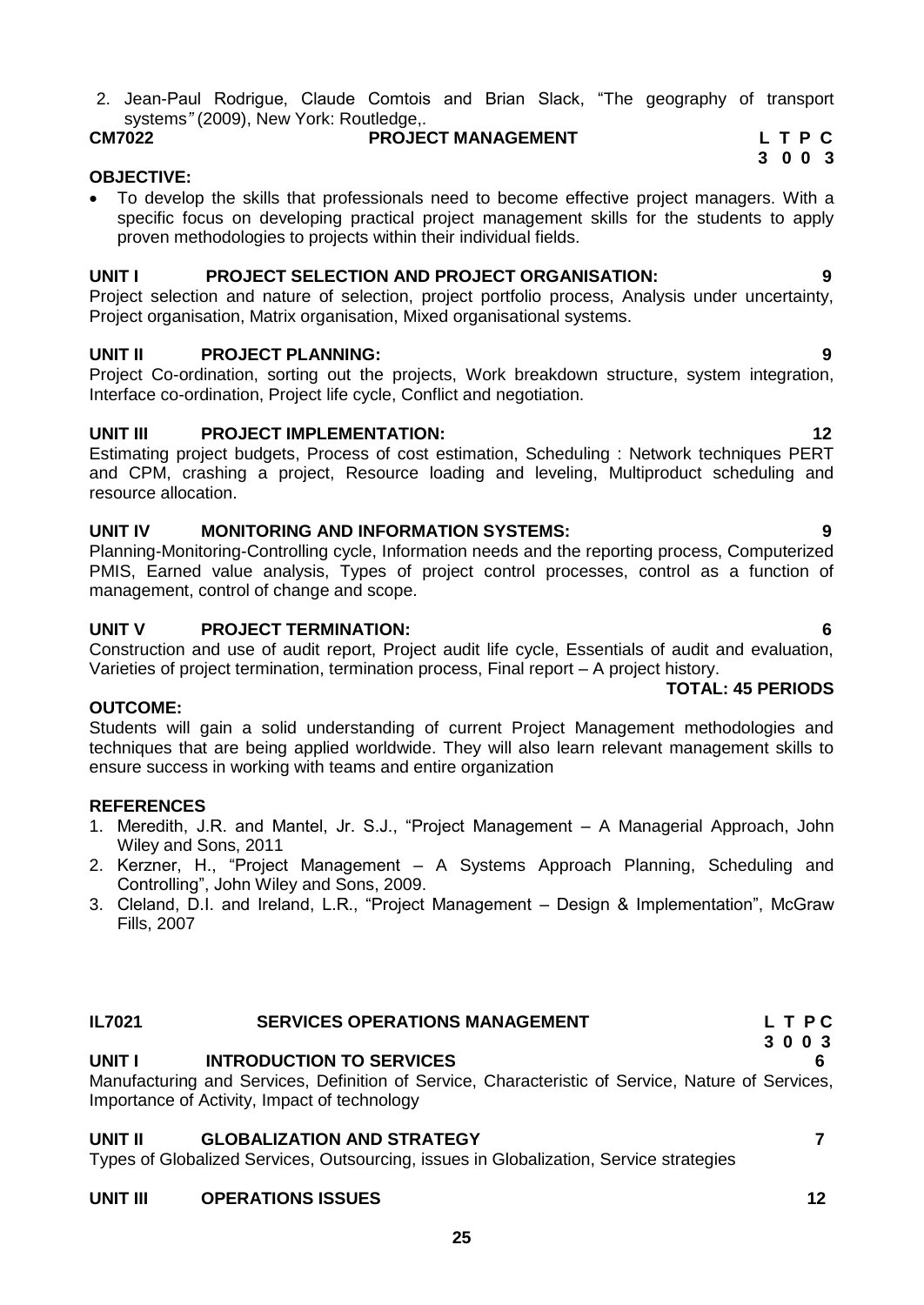2. Jean-Paul Rodrigue, Claude Comtois and Brian Slack, "The geography of transport systems" (2009), New York: Routledge,.

## CM7022 PROJECT MANAGEMENT

| L | T | P | C |
|---|---|---|---|
| 3 | 0 | 0 | 3 |

**OBJECTIVE:**

- To develop the skills that professionals need to become effective project managers. With a specific focus on developing practical project management skills for the students to apply proven methodologies to projects within their individual fields.

**UNIT I PROJECT SELECTION AND PROJECT ORGANISATION: 9**

Project selection and nature of selection, project portfolio process, Analysis under uncertainty, Project organisation, Matrix organisation, Mixed organisational systems.

**UNIT II PROJECT PLANNING: 9**

Project Co-ordination, sorting out the projects, Work breakdown structure, system integration, Interface co-ordination, Project life cycle, Conflict and negotiation.

**UNIT III PROJECT IMPLEMENTATION: 12**

Estimating project budgets, Process of cost estimation, Scheduling : Network techniques PERT and CPM, crashing a project, Resource loading and leveling, Multiproduct scheduling and resource allocation.

**UNIT IV MONITORING AND INFORMATION SYSTEMS: 9**

Planning-Monitoring-Controlling cycle, Information needs and the reporting process, Computerized PMIS, Earned value analysis, Types of project control processes, control as a function of management, control of change and scope.

**UNIT V PROJECT TERMINATION: 6**

Construction and use of audit report, Project audit life cycle, Essentials of audit and evaluation, Varieties of project termination, termination process, Final report – A project history.

**TOTAL: 45 PERIODS**

**OUTCOME:**

Students will gain a solid understanding of current Project Management methodologies and techniques that are being applied worldwide. They will also learn relevant management skills to ensure success in working with teams and entire organization

**REFERENCES**

1. Meredith, J.R. and Mantel, Jr. S.J., "Project Management – A Managerial Approach, John Wiley and Sons, 2011
2. Kerzner, H., "Project Management – A Systems Approach Planning, Scheduling and Controlling", John Wiley and Sons, 2009.
3. Cleland, D.I. and Ireland, L.R., "Project Management – Design & Implementation", McGraw Fills, 2007

## IL7021 SERVICES OPERATIONS MANAGEMENT

| L | T | P | C |
|---|---|---|---|
| 3 | 0 | 0 | 3 |

**UNIT I INTRODUCTION TO SERVICES 6**

Manufacturing and Services, Definition of Service, Characteristic of Service, Nature of Services, Importance of Activity, Impact of technology

**UNIT II GLOBALIZATION AND STRATEGY 7**

Types of Globalized Services, Outsourcing, issues in Globalization, Service strategies

**UNIT III OPERATIONS ISSUES 12**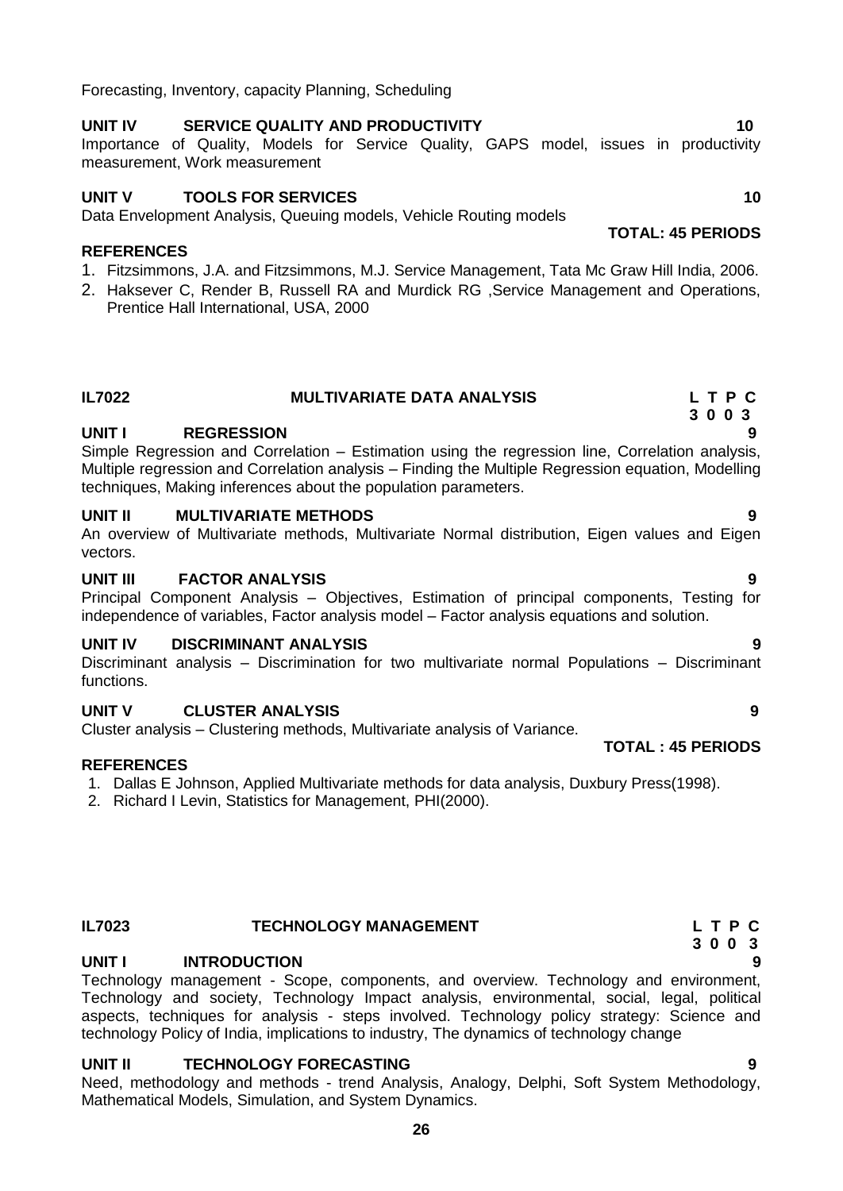Forecasting, Inventory, capacity Planning, Scheduling

**UNIT IV SERVICE QUALITY AND PRODUCTIVITY 10**

Importance of Quality, Models for Service Quality, GAPS model, issues in productivity measurement, Work measurement

**UNIT V TOOLS FOR SERVICES 10**

Data Envelopment Analysis, Queuing models, Vehicle Routing models

**TOTAL: 45 PERIODS**

**REFERENCES**

1. Fitzsimmons, J.A. and Fitzsimmons, M.J. Service Management, Tata Mc Graw Hill India, 2006.
2. Haksever C, Render B, Russell RA and Murdick RG ,Service Management and Operations, Prentice Hall International, USA, 2000

## IL7022 MULTIVARIATE DATA ANALYSIS

| L | T | P | C |
|---|---|---|---|
| 3 | 0 | 0 | 3 |

**UNIT I REGRESSION 9**

Simple Regression and Correlation – Estimation using the regression line, Correlation analysis, Multiple regression and Correlation analysis – Finding the Multiple Regression equation, Modelling techniques, Making inferences about the population parameters.

**UNIT II MULTIVARIATE METHODS 9**

An overview of Multivariate methods, Multivariate Normal distribution, Eigen values and Eigen vectors.

**UNIT III FACTOR ANALYSIS 9**

Principal Component Analysis – Objectives, Estimation of principal components, Testing for independence of variables, Factor analysis model – Factor analysis equations and solution.

**UNIT IV DISCRIMINANT ANALYSIS 9**

Discriminant analysis – Discrimination for two multivariate normal Populations – Discriminant functions.

**UNIT V CLUSTER ANALYSIS 9**

Cluster analysis – Clustering methods, Multivariate analysis of Variance.

**TOTAL : 45 PERIODS**

**REFERENCES**

1. Dallas E Johnson, Applied Multivariate methods for data analysis, Duxbury Press(1998).
2. Richard I Levin, Statistics for Management, PHI(2000).

## IL7023 TECHNOLOGY MANAGEMENT

| L | T | P | C |
|---|---|---|---|
| 3 | 0 | 0 | 3 |

**UNIT I INTRODUCTION 9**

Technology management - Scope, components, and overview. Technology and environment, Technology and society, Technology Impact analysis, environmental, social, legal, political aspects, techniques for analysis - steps involved. Technology policy strategy: Science and technology Policy of India, implications to industry, The dynamics of technology change

**UNIT II TECHNOLOGY FORECASTING 9**

Need, methodology and methods - trend Analysis, Analogy, Delphi, Soft System Methodology, Mathematical Models, Simulation, and System Dynamics.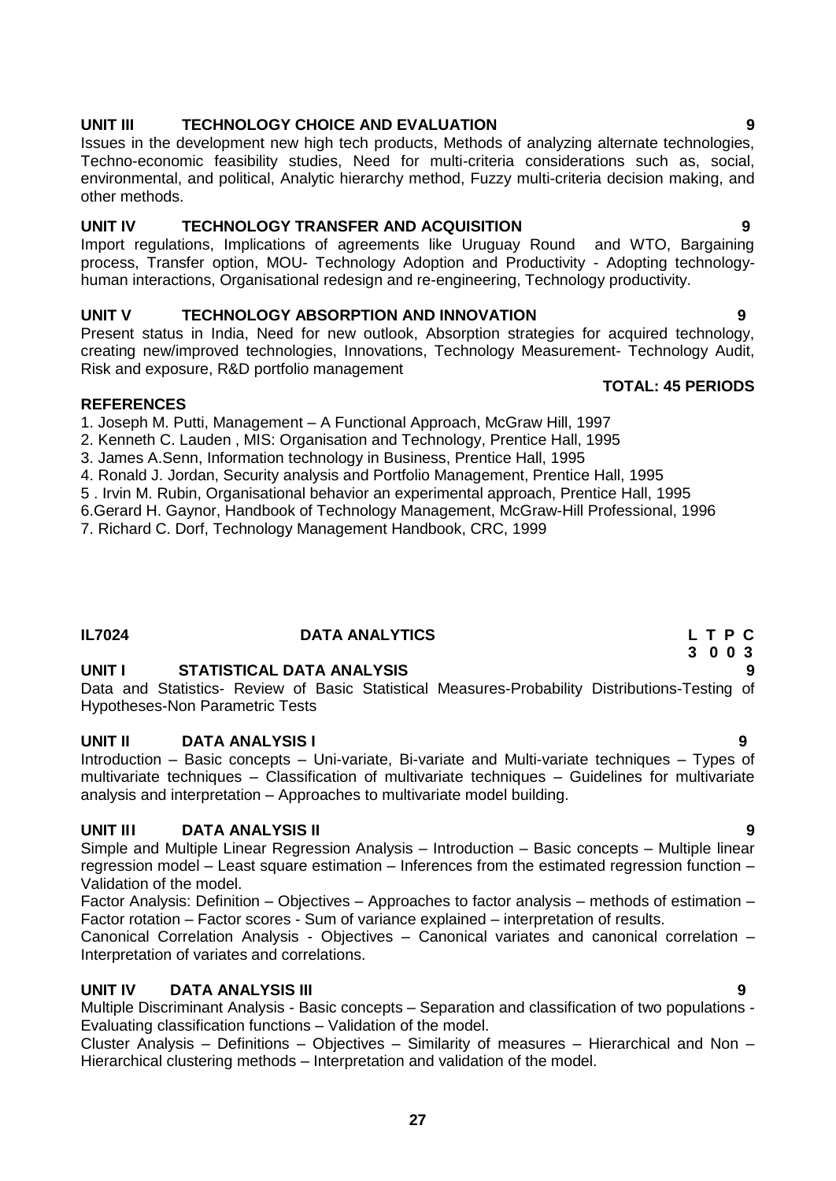**UNIT III TECHNOLOGY CHOICE AND EVALUATION** **9**

Issues in the development new high tech products, Methods of analyzing alternate technologies, Techno-economic feasibility studies, Need for multi-criteria considerations such as, social, environmental, and political, Analytic hierarchy method, Fuzzy multi-criteria decision making, and other methods.

**UNIT IV TECHNOLOGY TRANSFER AND ACQUISITION** **9**

Import regulations, Implications of agreements like Uruguay Round and WTO, Bargaining process, Transfer option, MOU- Technology Adoption and Productivity - Adopting technology-human interactions, Organisational redesign and re-engineering, Technology productivity.

**UNIT V TECHNOLOGY ABSORPTION AND INNOVATION** **9**

Present status in India, Need for new outlook, Absorption strategies for acquired technology, creating new/improved technologies, Innovations, Technology Measurement- Technology Audit, Risk and exposure, R&D portfolio management

**TOTAL: 45 PERIODS**

**REFERENCES**

1. Joseph M. Putti, Management – A Functional Approach, McGraw Hill, 1997
2. Kenneth C. Lauden , MIS: Organisation and Technology, Prentice Hall, 1995
3. James A.Senn, Information technology in Business, Prentice Hall, 1995
4. Ronald J. Jordan, Security analysis and Portfolio Management, Prentice Hall, 1995
5. Irvin M. Rubin, Organisational behavior an experimental approach, Prentice Hall, 1995
6. Gerard H. Gaynor, Handbook of Technology Management, McGraw-Hill Professional, 1996
7. Richard C. Dorf, Technology Management Handbook, CRC, 1999

**IL7024 DATA ANALYTICS** **L T P C**
**3 0 0 3**

**UNIT I STATISTICAL DATA ANALYSIS** **9**

Data and Statistics- Review of Basic Statistical Measures-Probability Distributions-Testing of Hypotheses-Non Parametric Tests

**UNIT II DATA ANALYSIS I** **9**

Introduction – Basic concepts – Uni-variate, Bi-variate and Multi-variate techniques – Types of multivariate techniques – Classification of multivariate techniques – Guidelines for multivariate analysis and interpretation – Approaches to multivariate model building.

**UNIT III DATA ANALYSIS II** **9**

Simple and Multiple Linear Regression Analysis – Introduction – Basic concepts – Multiple linear regression model – Least square estimation – Inferences from the estimated regression function – Validation of the model.

Factor Analysis: Definition – Objectives – Approaches to factor analysis – methods of estimation – Factor rotation – Factor scores - Sum of variance explained – interpretation of results.

Canonical Correlation Analysis - Objectives – Canonical variates and canonical correlation – Interpretation of variates and correlations.

**UNIT IV DATA ANALYSIS III** **9**

Multiple Discriminant Analysis - Basic concepts – Separation and classification of two populations - Evaluating classification functions – Validation of the model.

Cluster Analysis – Definitions – Objectives – Similarity of measures – Hierarchical and Non – Hierarchical clustering methods – Interpretation and validation of the model.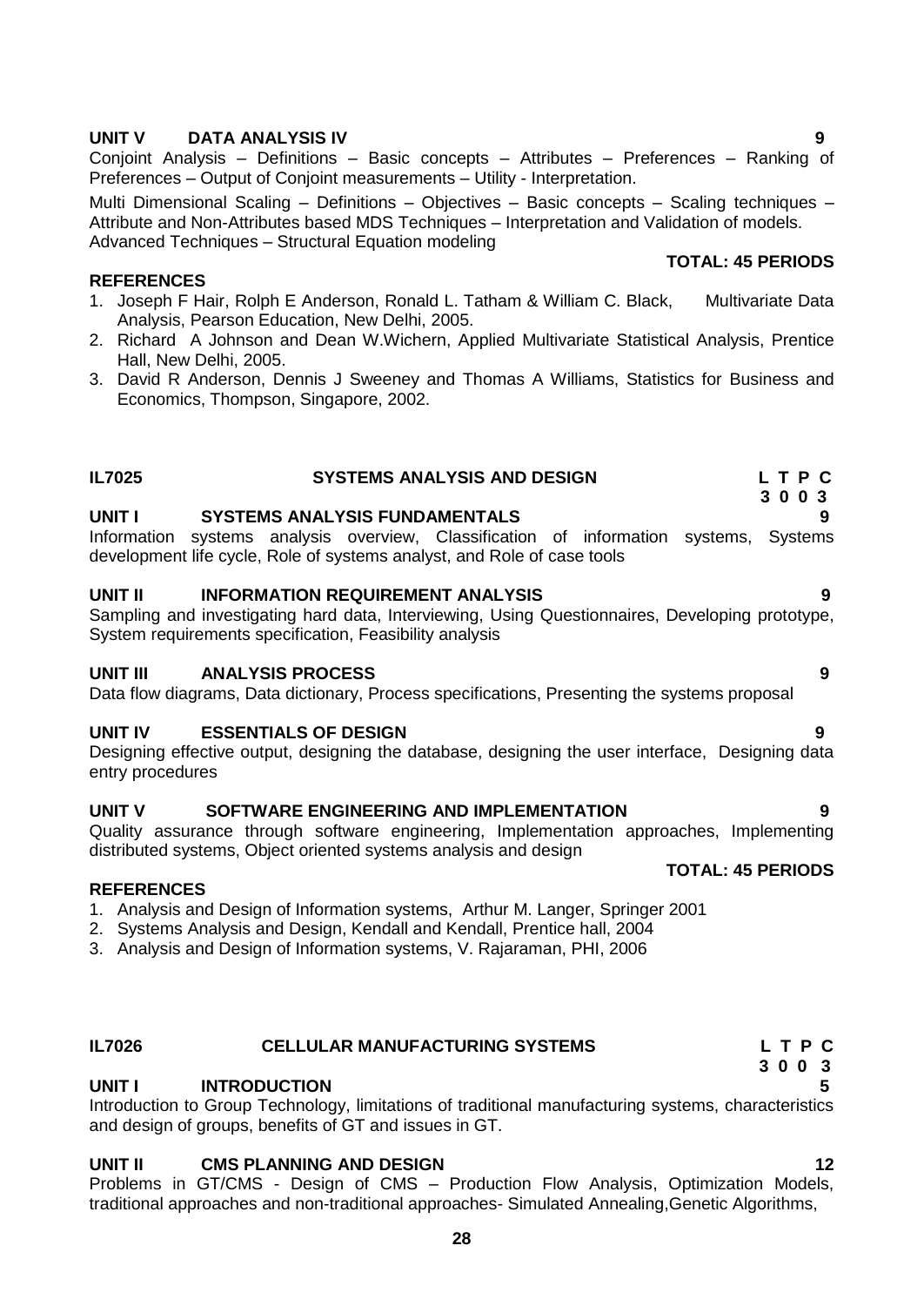### UNIT V DATA ANALYSIS IV 9

Conjoint Analysis – Definitions – Basic concepts – Attributes – Preferences – Ranking of Preferences – Output of Conjoint measurements – Utility - Interpretation.

Multi Dimensional Scaling – Definitions – Objectives – Basic concepts – Scaling techniques – Attribute and Non-Attributes based MDS Techniques – Interpretation and Validation of models. Advanced Techniques – Structural Equation modeling

**TOTAL: 45 PERIODS**

**REFERENCES**

1. Joseph F Hair, Rolph E Anderson, Ronald L. Tatham & William C. Black, Multivariate Data Analysis, Pearson Education, New Delhi, 2005.
2. Richard A Johnson and Dean W.Wichern, Applied Multivariate Statistical Analysis, Prentice Hall, New Delhi, 2005.
3. David R Anderson, Dennis J Sweeney and Thomas A Williams, Statistics for Business and Economics, Thompson, Singapore, 2002.

## IL7025 SYSTEMS ANALYSIS AND DESIGN

**L T P C**
**3 0 0 3**

### UNIT I SYSTEMS ANALYSIS FUNDAMENTALS 9

Information systems analysis overview, Classification of information systems, Systems development life cycle, Role of systems analyst, and Role of case tools

### UNIT II INFORMATION REQUIREMENT ANALYSIS 9

Sampling and investigating hard data, Interviewing, Using Questionnaires, Developing prototype, System requirements specification, Feasibility analysis

### UNIT III ANALYSIS PROCESS 9

Data flow diagrams, Data dictionary, Process specifications, Presenting the systems proposal

### UNIT IV ESSENTIALS OF DESIGN 9

Designing effective output, designing the database, designing the user interface, Designing data entry procedures

### UNIT V SOFTWARE ENGINEERING AND IMPLEMENTATION 9

Quality assurance through software engineering, Implementation approaches, Implementing distributed systems, Object oriented systems analysis and design

**TOTAL: 45 PERIODS**

**REFERENCES**

1. Analysis and Design of Information systems, Arthur M. Langer, Springer 2001
2. Systems Analysis and Design, Kendall and Kendall, Prentice hall, 2004
3. Analysis and Design of Information systems, V. Rajaraman, PHI, 2006

## IL7026 CELLULAR MANUFACTURING SYSTEMS

**L T P C**
**3 0 0 3**

### UNIT I INTRODUCTION 5

Introduction to Group Technology, limitations of traditional manufacturing systems, characteristics and design of groups, benefits of GT and issues in GT.

### UNIT II CMS PLANNING AND DESIGN 12

Problems in GT/CMS - Design of CMS – Production Flow Analysis, Optimization Models, traditional approaches and non-traditional approaches- Simulated Annealing,Genetic Algorithms,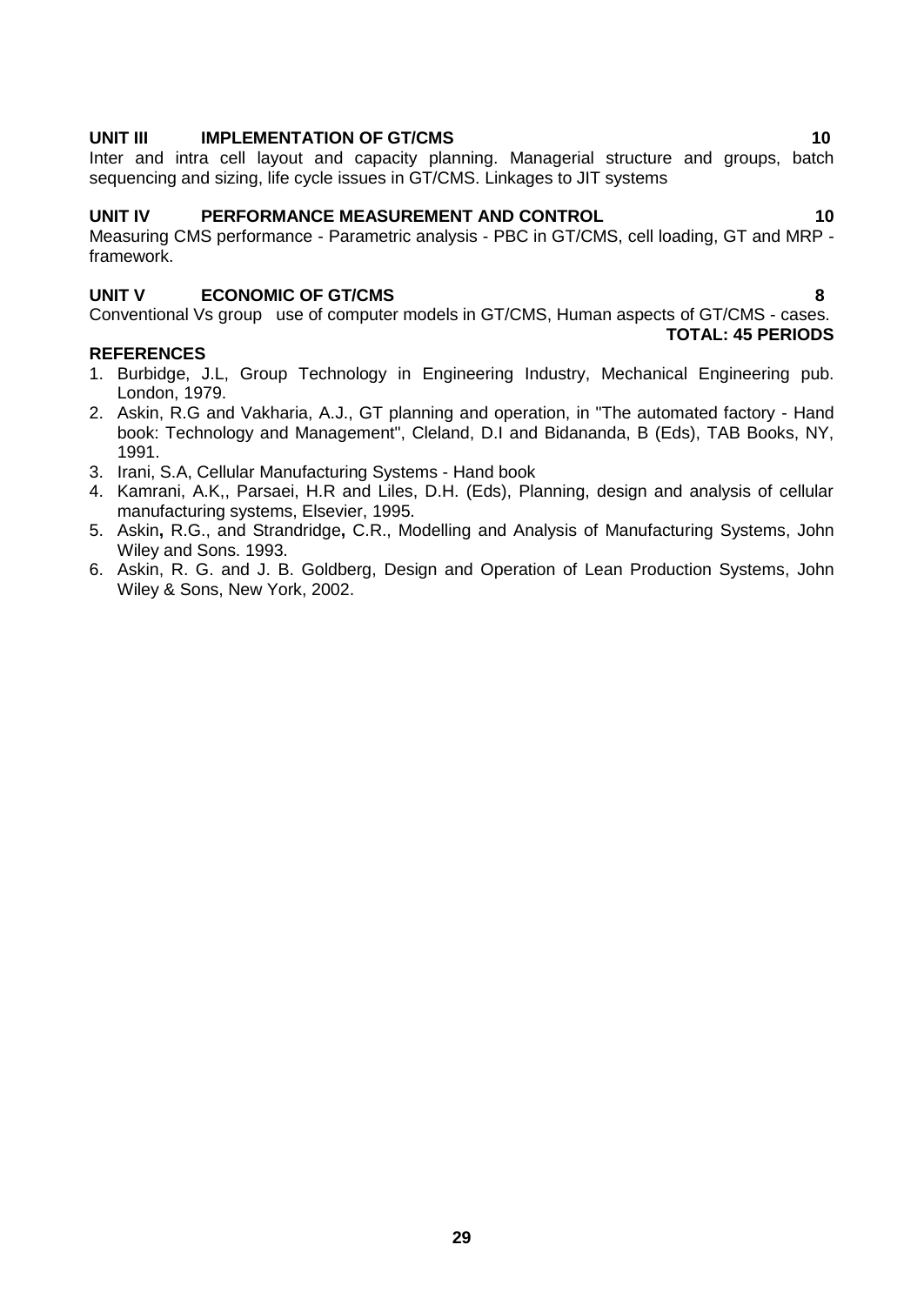**UNIT III IMPLEMENTATION OF GT/CMS 10**

Inter and intra cell layout and capacity planning. Managerial structure and groups, batch sequencing and sizing, life cycle issues in GT/CMS. Linkages to JIT systems

**UNIT IV PERFORMANCE MEASUREMENT AND CONTROL 10**

Measuring CMS performance - Parametric analysis - PBC in GT/CMS, cell loading, GT and MRP - framework.

**UNIT V ECONOMIC OF GT/CMS 8**

Conventional Vs group use of computer models in GT/CMS, Human aspects of GT/CMS - cases.

**TOTAL: 45 PERIODS**

**REFERENCES**

1. Burbidge, J.L, Group Technology in Engineering Industry, Mechanical Engineering pub. London, 1979.
2. Askin, R.G and Vakharia, A.J., GT planning and operation, in "The automated factory - Hand book: Technology and Management", Cleland, D.I and Bidananda, B (Eds), TAB Books, NY, 1991.
3. Irani, S.A, Cellular Manufacturing Systems - Hand book
4. Kamrani, A.K,, Parsaei, H.R and Liles, D.H. (Eds), Planning, design and analysis of cellular manufacturing systems, Elsevier, 1995.
5. Askin**,** R.G., and Strandridge**,** C.R., Modelling and Analysis of Manufacturing Systems, John Wiley and Sons. 1993.
6. Askin, R. G. and J. B. Goldberg, Design and Operation of Lean Production Systems, John Wiley & Sons, New York, 2002.